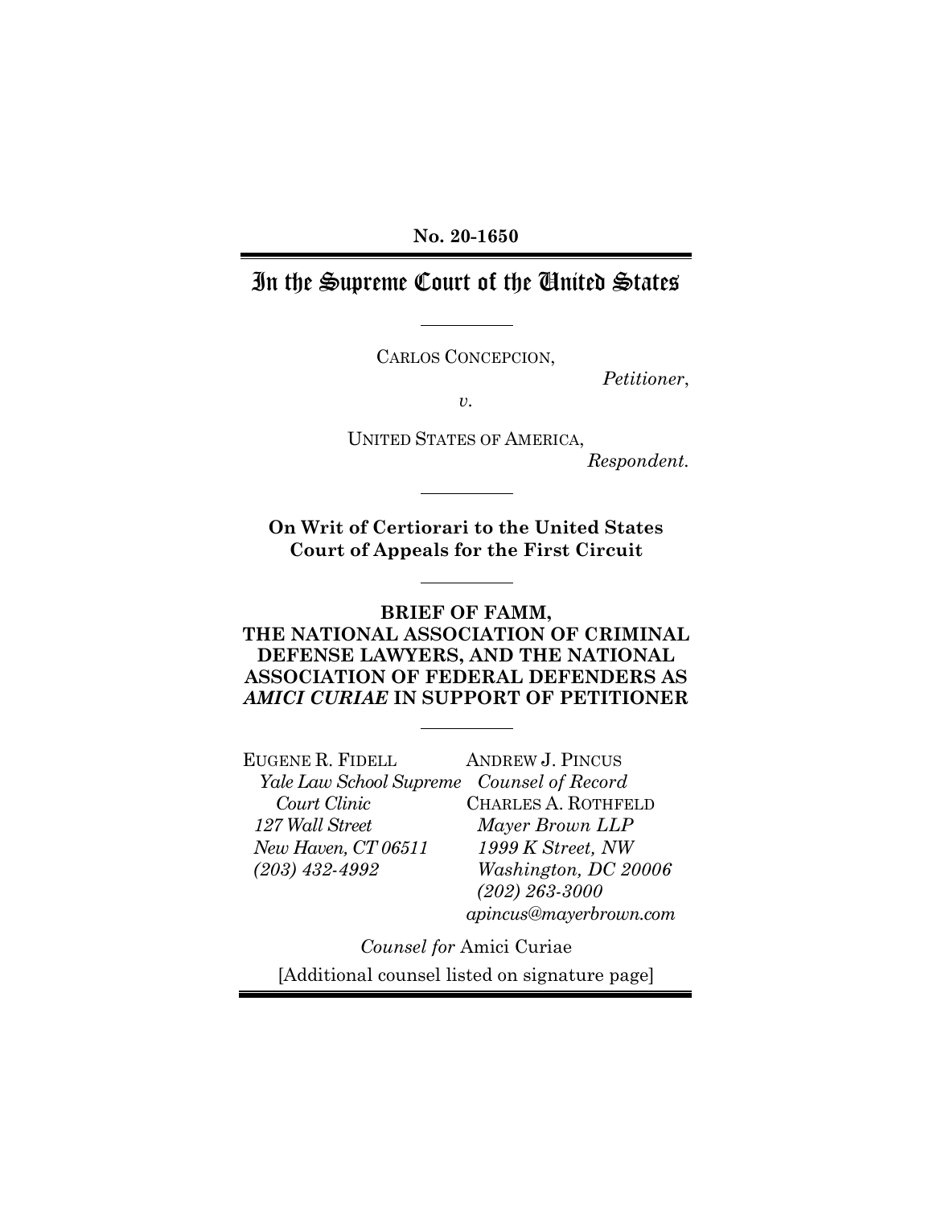**No. 20-1650**

# In the Supreme Court of the United States

CARLOS CONCEPCION,

*Petitioner*,

*v.*

UNITED STATES OF AMERICA,

*Respondent.*

**On Writ of Certiorari to the United States Court of Appeals for the First Circuit**

**BRIEF OF FAMM, THE NATIONAL ASSOCIATION OF CRIMINAL DEFENSE LAWYERS, AND THE NATIONAL ASSOCIATION OF FEDERAL DEFENDERS AS *AMICI CURIAE* IN SUPPORT OF PETITIONER**

EUGENE R. FIDELL
*Yale Law School Supreme Court Clinic*
*127 Wall Street*
*New Haven, CT 06511*
*(203) 432-4992*

ANDREW J. PINCUS
*Counsel of Record*
CHARLES A. ROTHFELD
*Mayer Brown LLP*
*1999 K Street, NW*
*Washington, DC 20006*
*(202) 263-3000*
*apincus@mayerbrown.com*

*Counsel for* Amici Curiae

[Additional counsel listed on signature page]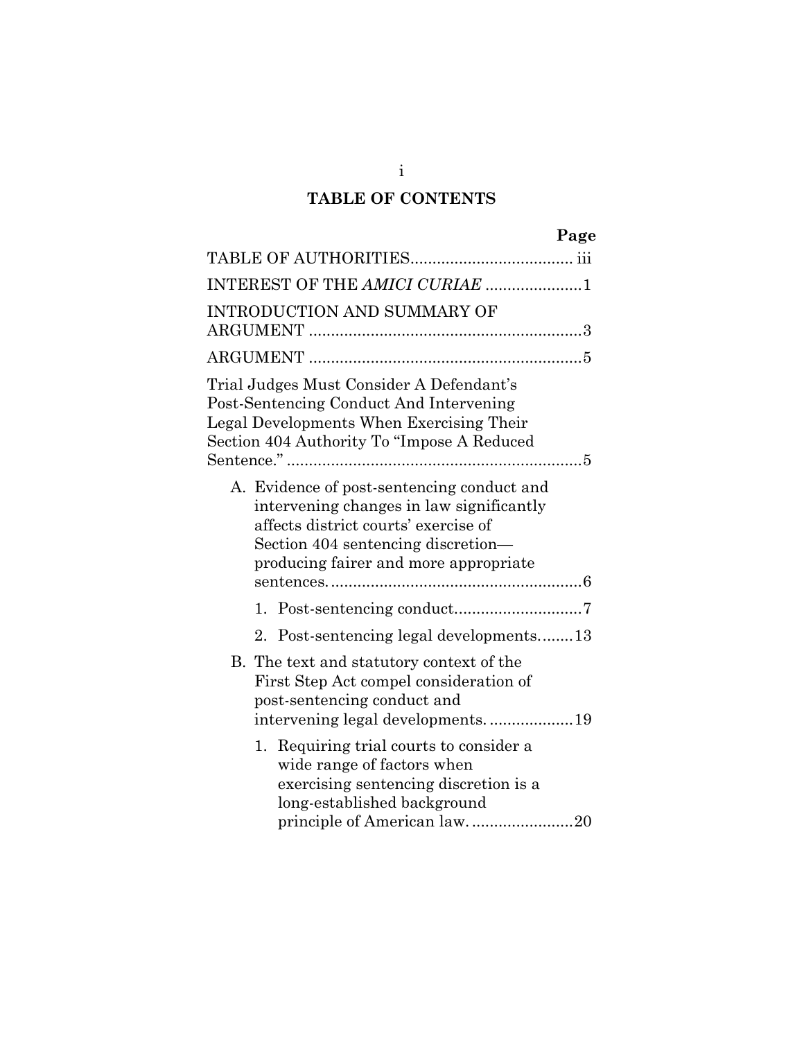## TABLE OF CONTENTS

| | Page |
|---|---|
| TABLE OF AUTHORITIES | iii |
| INTEREST OF THE *AMICI CURIAE* | 1 |
| INTRODUCTION AND SUMMARY OF ARGUMENT | 3 |
| ARGUMENT | 5 |
| Trial Judges Must Consider A Defendant's Post-Sentencing Conduct And Intervening Legal Developments When Exercising Their Section 404 Authority To "Impose A Reduced Sentence." | 5 |
| A. Evidence of post-sentencing conduct and intervening changes in law significantly affects district courts' exercise of Section 404 sentencing discretion—producing fairer and more appropriate sentences. | 6 |
| 1. Post-sentencing conduct | 7 |
| 2. Post-sentencing legal developments | 13 |
| B. The text and statutory context of the First Step Act compel consideration of post-sentencing conduct and intervening legal developments. | 19 |
| 1. Requiring trial courts to consider a wide range of factors when exercising sentencing discretion is a long-established background principle of American law. | 20 |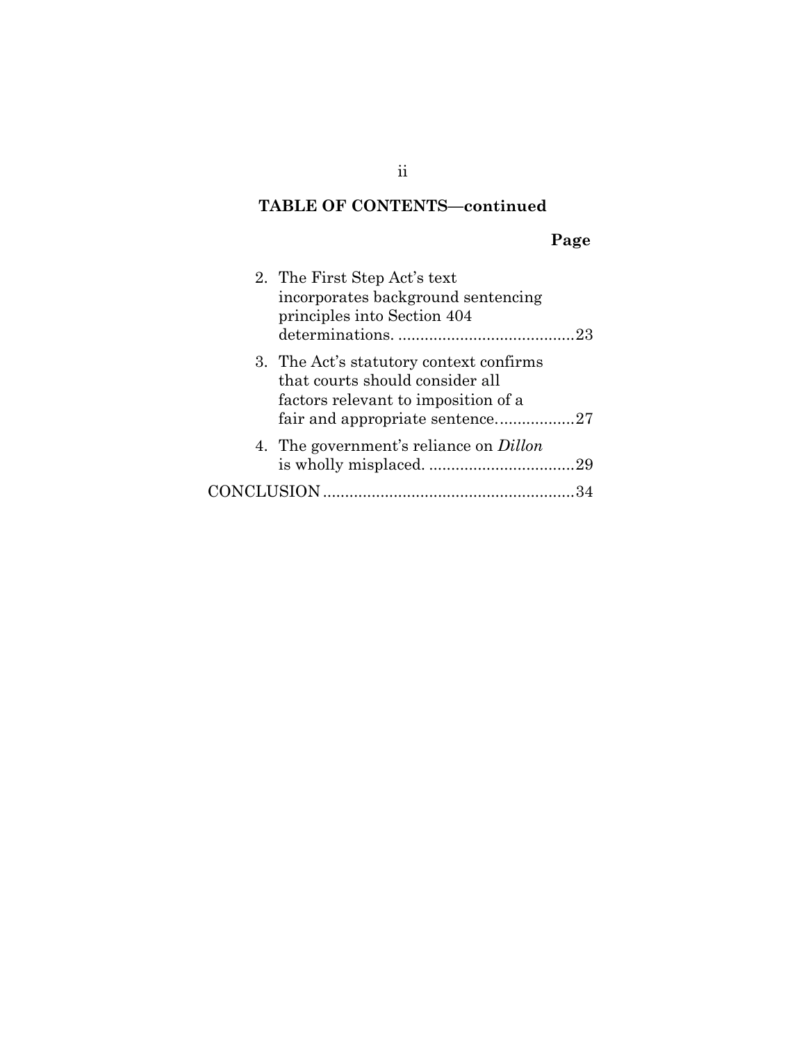## TABLE OF CONTENTS—continued

| | Page |
|---|---|
| 2. The First Step Act's text incorporates background sentencing principles into Section 404 determinations. | 23 |
| 3. The Act's statutory context confirms that courts should consider all factors relevant to imposition of a fair and appropriate sentence. | 27 |
| 4. The government's reliance on *Dillon* is wholly misplaced. | 29 |
| CONCLUSION | 34 |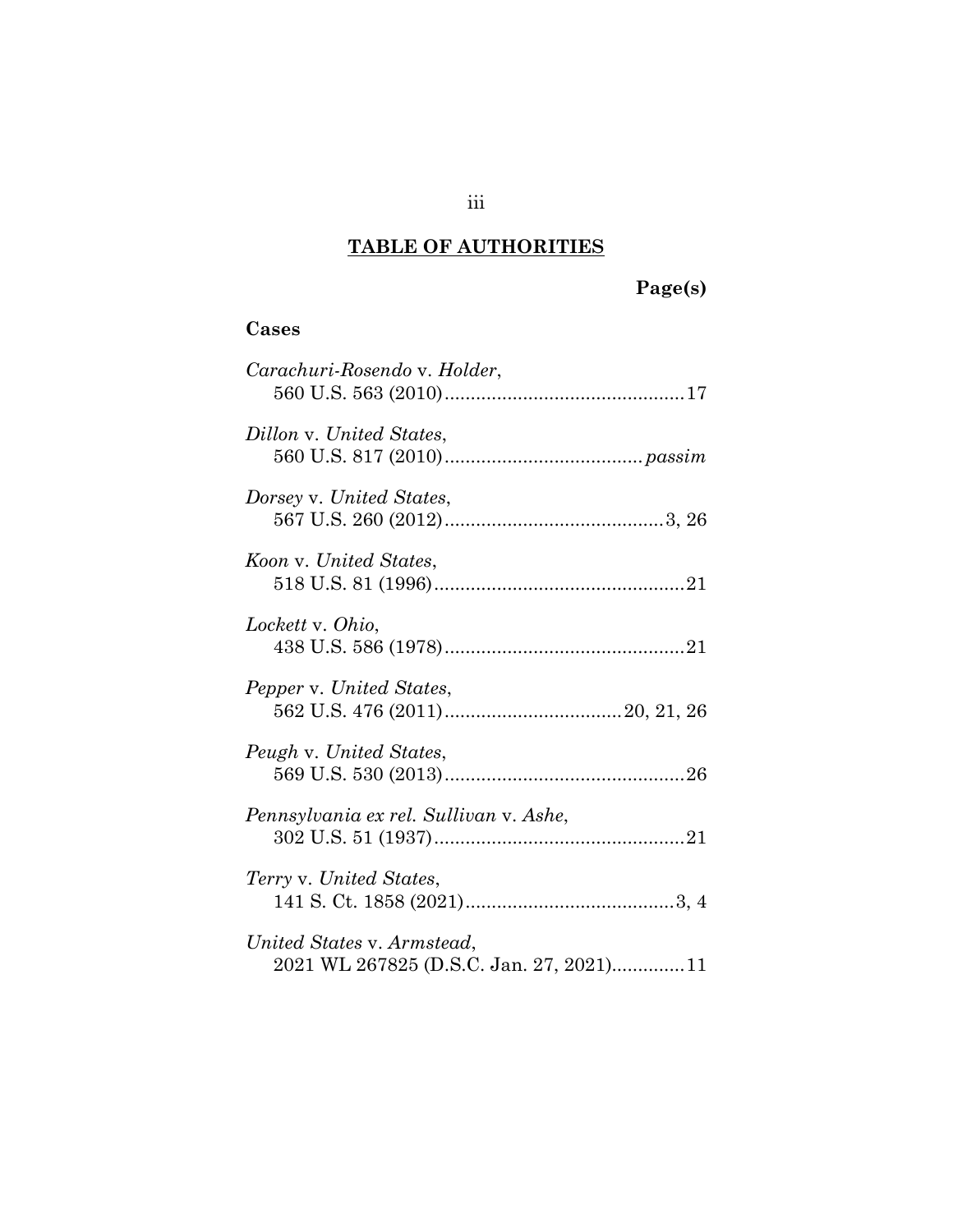## TABLE OF AUTHORITIES

**Page(s)**

### Cases

*Carachuri-Rosendo* v. *Holder*,
560 U.S. 563 (2010) .............................................. 17

*Dillon* v. *United States*,
560 U.S. 817 (2010) ...................................... *passim*

*Dorsey* v. *United States*,
567 U.S. 260 (2012) .......................................... 3, 26

*Koon* v. *United States*,
518 U.S. 81 (1996) ................................................ 21

*Lockett* v. *Ohio*,
438 U.S. 586 (1978) .............................................. 21

*Pepper* v. *United States*,
562 U.S. 476 (2011) .................................. 20, 21, 26

*Peugh* v. *United States*,
569 U.S. 530 (2013) .............................................. 26

*Pennsylvania ex rel. Sullivan* v. *Ashe*,
302 U.S. 51 (1937) ................................................ 21

*Terry* v. *United States*,
141 S. Ct. 1858 (2021) ........................................ 3, 4

*United States* v. *Armstead*,
2021 WL 267825 (D.S.C. Jan. 27, 2021) ............. 11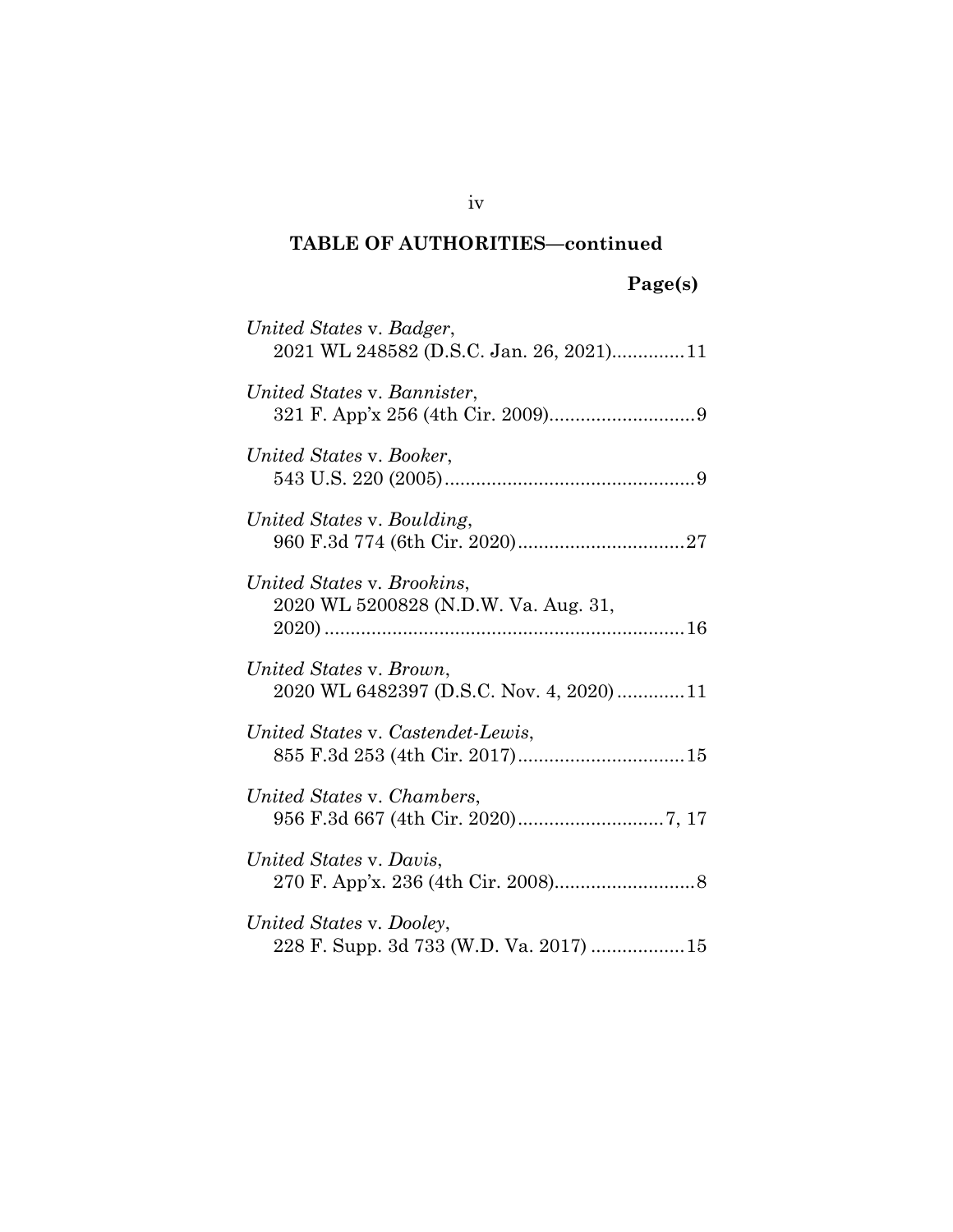## TABLE OF AUTHORITIES—continued

**Page(s)**

*United States* v. *Badger*,
2021 WL 248582 (D.S.C. Jan. 26, 2021)..............11

*United States* v. *Bannister*,
321 F. App'x 256 (4th Cir. 2009)............................9

*United States* v. *Booker*,
543 U.S. 220 (2005)................................................9

*United States* v. *Boulding*,
960 F.3d 774 (6th Cir. 2020)................................27

*United States* v. *Brookins*,
2020 WL 5200828 (N.D.W. Va. Aug. 31, 2020)......................................................................16

*United States* v. *Brown*,
2020 WL 6482397 (D.S.C. Nov. 4, 2020).............11

*United States* v. *Castendet-Lewis*,
855 F.3d 253 (4th Cir. 2017)................................15

*United States* v. *Chambers*,
956 F.3d 667 (4th Cir. 2020)............................7, 17

*United States* v. *Davis*,
270 F. App'x. 236 (4th Cir. 2008)...........................8

*United States* v. *Dooley*,
228 F. Supp. 3d 733 (W.D. Va. 2017) ..................15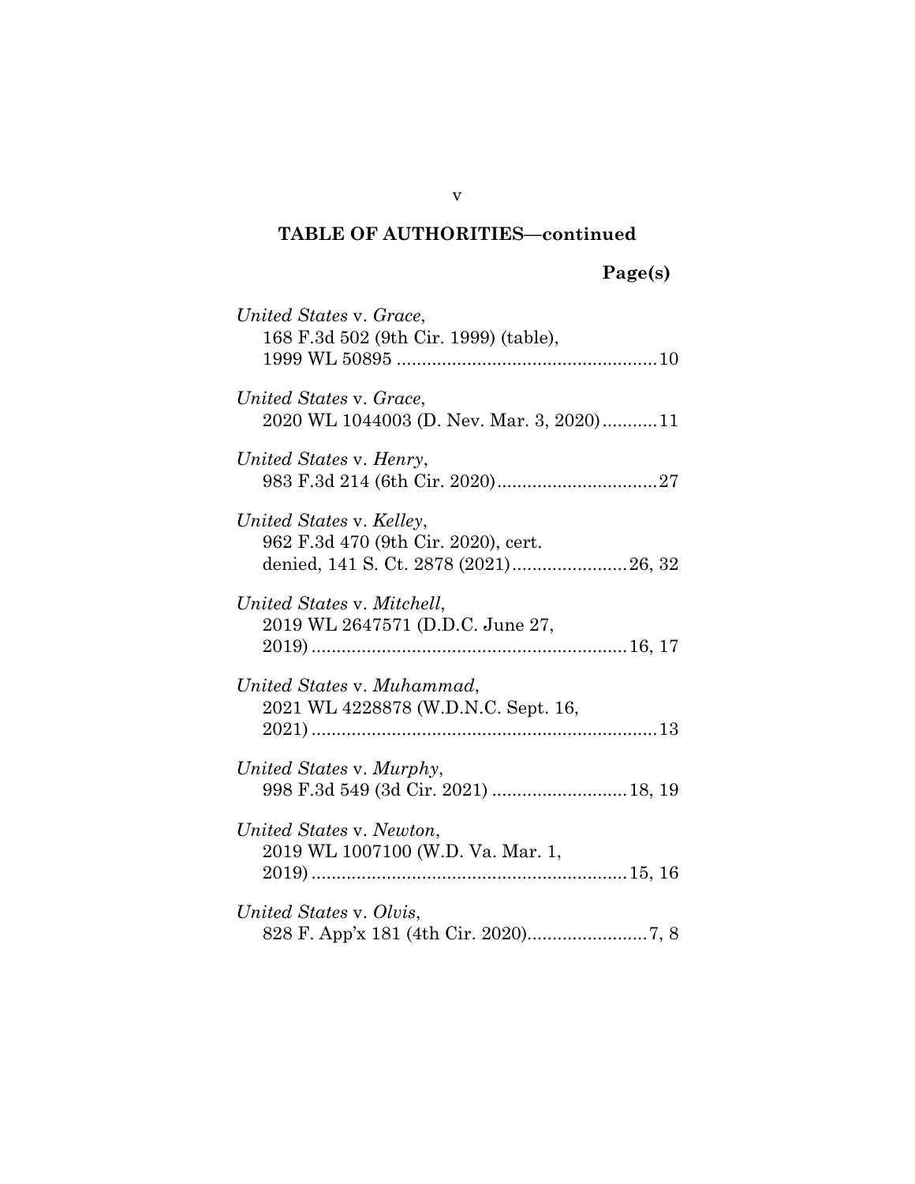## TABLE OF AUTHORITIES—continued

**Page(s)**

*United States* v. *Grace*,
168 F.3d 502 (9th Cir. 1999) (table),
1999 WL 50895 .................................................... 10

*United States* v. *Grace*,
2020 WL 1044003 (D. Nev. Mar. 3, 2020) ........... 11

*United States* v. *Henry*,
983 F.3d 214 (6th Cir. 2020) ................................ 27

*United States* v. *Kelley*,
962 F.3d 470 (9th Cir. 2020), cert.
denied, 141 S. Ct. 2878 (2021) ....................... 26, 32

*United States* v. *Mitchell*,
2019 WL 2647571 (D.D.C. June 27,
2019) .............................................................. 16, 17

*United States* v. *Muhammad*,
2021 WL 4228878 (W.D.N.C. Sept. 16,
2021) .................................................................... 13

*United States* v. *Murphy*,
998 F.3d 549 (3d Cir. 2021) ........................... 18, 19

*United States* v. *Newton*,
2019 WL 1007100 (W.D. Va. Mar. 1,
2019) .............................................................. 15, 16

*United States* v. *Olvis*,
828 F. App'x 181 (4th Cir. 2020) ........................ 7, 8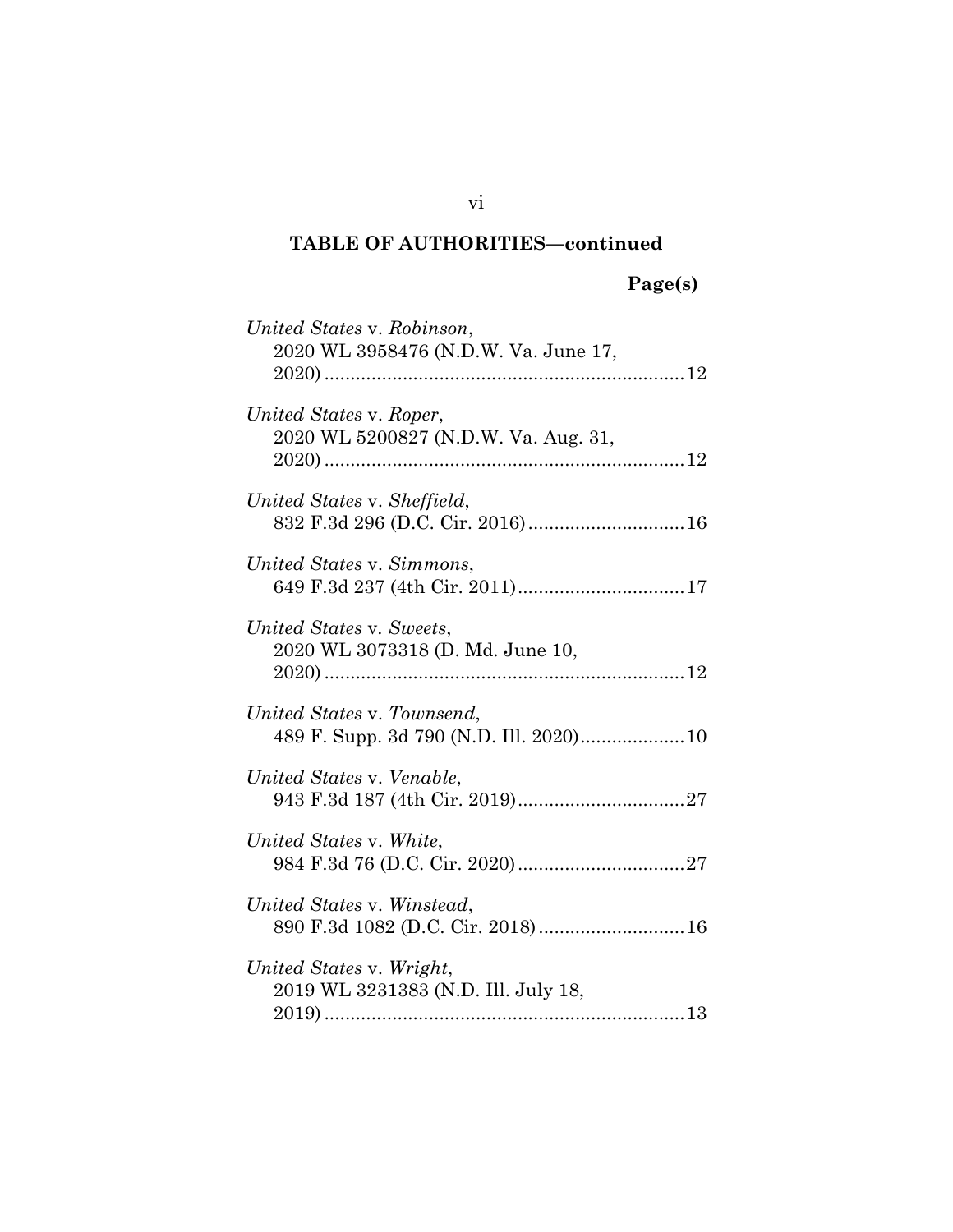## TABLE OF AUTHORITIES—continued

**Page(s)**

*United States* v. *Robinson*,
2020 WL 3958476 (N.D.W. Va. June 17, 2020) ....................................................................12

*United States* v. *Roper*,
2020 WL 5200827 (N.D.W. Va. Aug. 31, 2020) ....................................................................12

*United States* v. *Sheffield*,
832 F.3d 296 (D.C. Cir. 2016) ..............................16

*United States* v. *Simmons*,
649 F.3d 237 (4th Cir. 2011) ................................17

*United States* v. *Sweets*,
2020 WL 3073318 (D. Md. June 10, 2020) ....................................................................12

*United States* v. *Townsend*,
489 F. Supp. 3d 790 (N.D. Ill. 2020) ....................10

*United States* v. *Venable*,
943 F.3d 187 (4th Cir. 2019) ................................27

*United States* v. *White*,
984 F.3d 76 (D.C. Cir. 2020) ................................27

*United States* v. *Winstead*,
890 F.3d 1082 (D.C. Cir. 2018) ............................16

*United States* v. *Wright*,
2019 WL 3231383 (N.D. Ill. July 18, 2019) ....................................................................13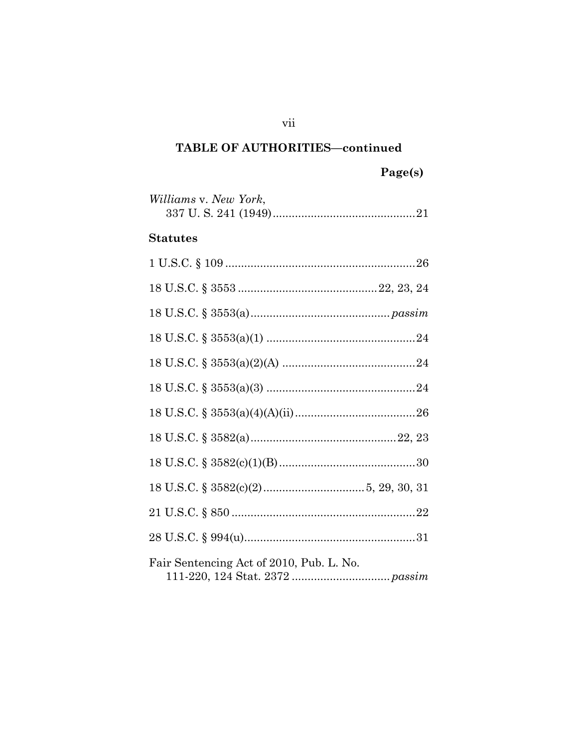## TABLE OF AUTHORITIES—continued

**Page(s)**

*Williams* v. *New York*,
337 U. S. 241 (1949) ............................................ 21

### Statutes

1 U.S.C. § 109 ............................................ 26

18 U.S.C. § 3553 ............................................ 22, 23, 24

18 U.S.C. § 3553(a) ............................................ *passim*

18 U.S.C. § 3553(a)(1) ............................................ 24

18 U.S.C. § 3553(a)(2)(A) ............................................ 24

18 U.S.C. § 3553(a)(3) ............................................ 24

18 U.S.C. § 3553(a)(4)(A)(ii) ............................................ 26

18 U.S.C. § 3582(a) ............................................ 22, 23

18 U.S.C. § 3582(c)(1)(B) ............................................ 30

18 U.S.C. § 3582(c)(2) ............................................ 5, 29, 30, 31

21 U.S.C. § 850 ............................................ 22

28 U.S.C. § 994(u) ............................................ 31

Fair Sentencing Act of 2010, Pub. L. No.
111-220, 124 Stat. 2372 ............................................ *passim*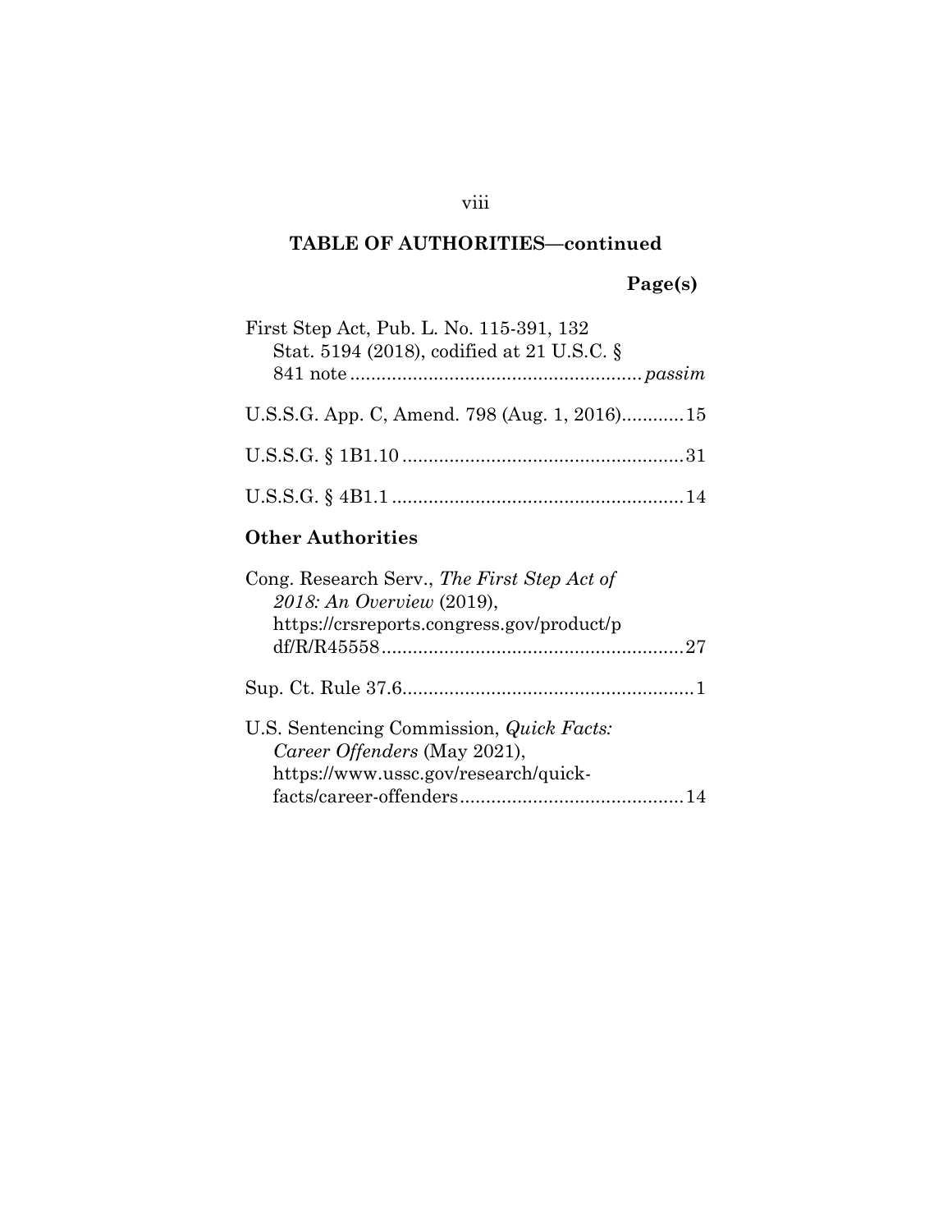**TABLE OF AUTHORITIES—continued**

**Page(s)**

First Step Act, Pub. L. No. 115-391, 132 Stat. 5194 (2018), codified at 21 U.S.C. § 841 note........................................................*passim*

U.S.S.G. App. C, Amend. 798 (Aug. 1, 2016)............15

U.S.S.G. § 1B1.10.......................................................31

U.S.S.G. § 4B1.1.........................................................14

**Other Authorities**

Cong. Research Serv., *The First Step Act of 2018: An Overview* (2019), https://crsreports.congress.gov/product/pdf/R/R45558..........................................................27

Sup. Ct. Rule 37.6........................................................1

U.S. Sentencing Commission, *Quick Facts: Career Offenders* (May 2021), https://www.ussc.gov/research/quick-facts/career-offenders...........................................14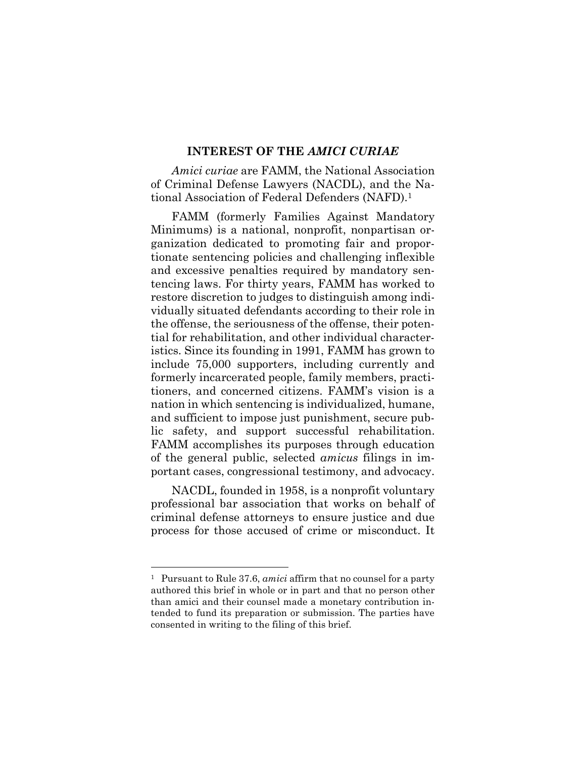## INTEREST OF THE *AMICI CURIAE*

*Amici curiae* are FAMM, the National Association of Criminal Defense Lawyers (NACDL), and the National Association of Federal Defenders (NAFD).[1]

FAMM (formerly Families Against Mandatory Minimums) is a national, nonprofit, nonpartisan organization dedicated to promoting fair and proportionate sentencing policies and challenging inflexible and excessive penalties required by mandatory sentencing laws. For thirty years, FAMM has worked to restore discretion to judges to distinguish among individually situated defendants according to their role in the offense, the seriousness of the offense, their potential for rehabilitation, and other individual characteristics. Since its founding in 1991, FAMM has grown to include 75,000 supporters, including currently and formerly incarcerated people, family members, practitioners, and concerned citizens. FAMM's vision is a nation in which sentencing is individualized, humane, and sufficient to impose just punishment, secure public safety, and support successful rehabilitation. FAMM accomplishes its purposes through education of the general public, selected *amicus* filings in important cases, congressional testimony, and advocacy.

NACDL, founded in 1958, is a nonprofit voluntary professional bar association that works on behalf of criminal defense attorneys to ensure justice and due process for those accused of crime or misconduct. It

---

[1] Pursuant to Rule 37.6, *amici* affirm that no counsel for a party authored this brief in whole or in part and that no person other than amici and their counsel made a monetary contribution intended to fund its preparation or submission. The parties have consented in writing to the filing of this brief.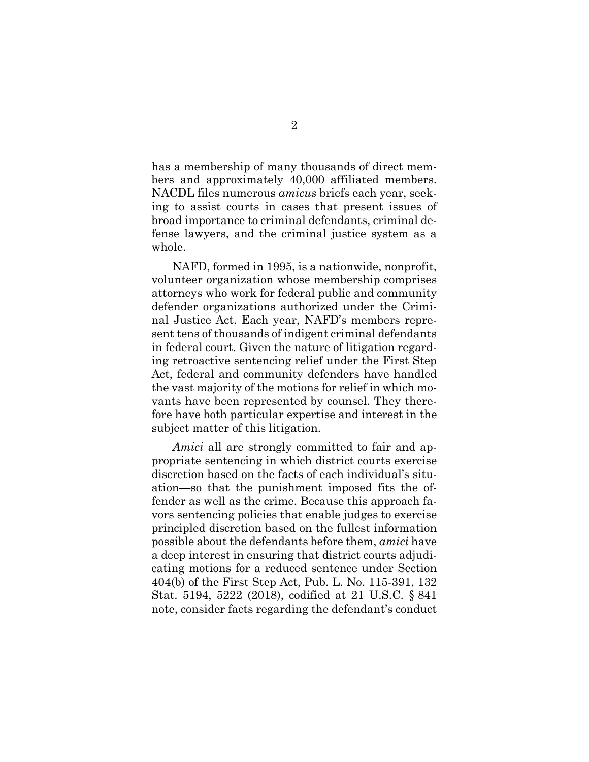has a membership of many thousands of direct members and approximately 40,000 affiliated members. NACDL files numerous *amicus* briefs each year, seeking to assist courts in cases that present issues of broad importance to criminal defendants, criminal defense lawyers, and the criminal justice system as a whole.

NAFD, formed in 1995, is a nationwide, nonprofit, volunteer organization whose membership comprises attorneys who work for federal public and community defender organizations authorized under the Criminal Justice Act. Each year, NAFD's members represent tens of thousands of indigent criminal defendants in federal court. Given the nature of litigation regarding retroactive sentencing relief under the First Step Act, federal and community defenders have handled the vast majority of the motions for relief in which movants have been represented by counsel. They therefore have both particular expertise and interest in the subject matter of this litigation.

*Amici* all are strongly committed to fair and appropriate sentencing in which district courts exercise discretion based on the facts of each individual's situation—so that the punishment imposed fits the offender as well as the crime. Because this approach favors sentencing policies that enable judges to exercise principled discretion based on the fullest information possible about the defendants before them, *amici* have a deep interest in ensuring that district courts adjudicating motions for a reduced sentence under Section 404(b) of the First Step Act, Pub. L. No. 115-391, 132 Stat. 5194, 5222 (2018), codified at 21 U.S.C. § 841 note, consider facts regarding the defendant's conduct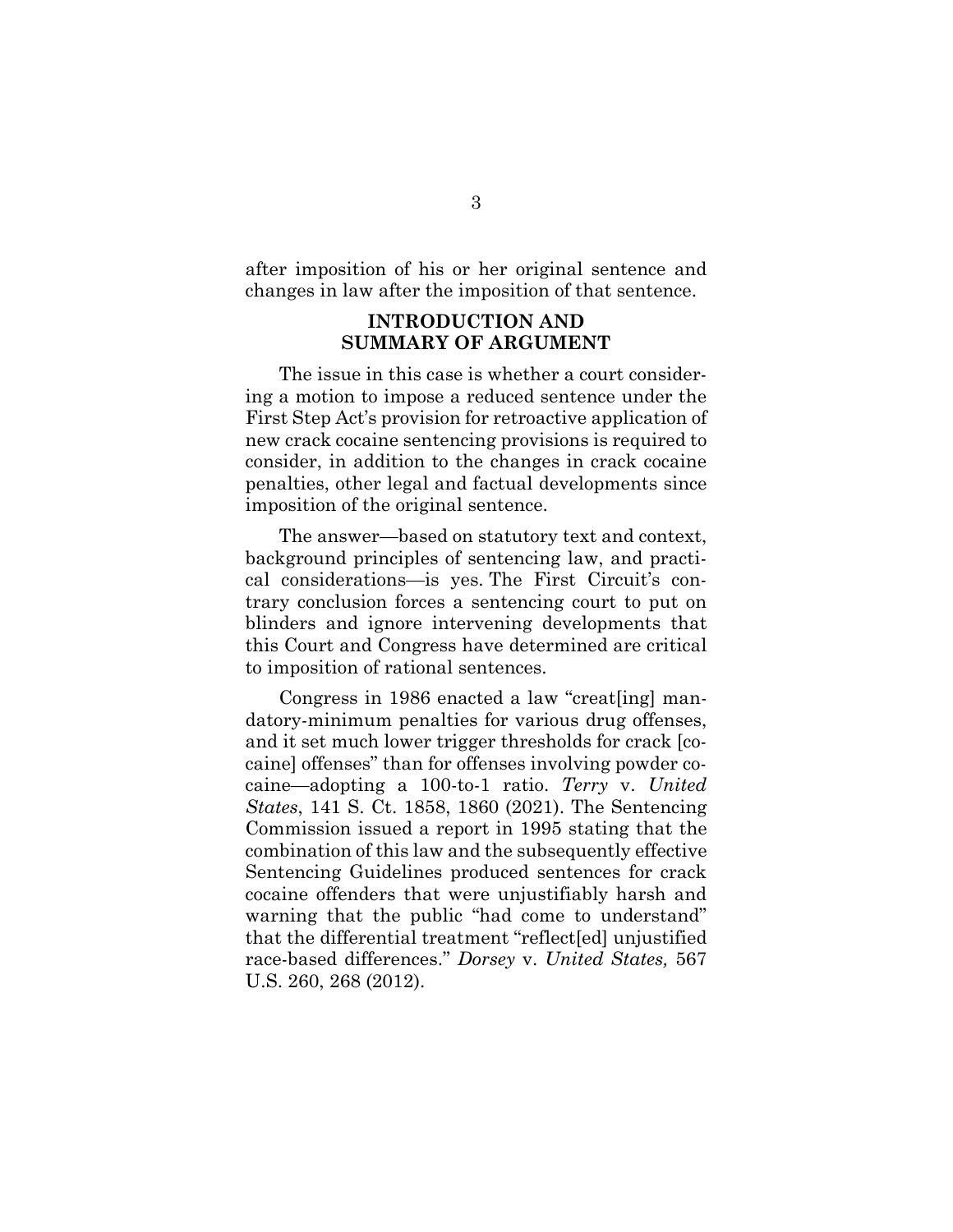after imposition of his or her original sentence and changes in law after the imposition of that sentence.

## INTRODUCTION AND SUMMARY OF ARGUMENT

The issue in this case is whether a court considering a motion to impose a reduced sentence under the First Step Act's provision for retroactive application of new crack cocaine sentencing provisions is required to consider, in addition to the changes in crack cocaine penalties, other legal and factual developments since imposition of the original sentence.

The answer—based on statutory text and context, background principles of sentencing law, and practical considerations—is yes. The First Circuit's contrary conclusion forces a sentencing court to put on blinders and ignore intervening developments that this Court and Congress have determined are critical to imposition of rational sentences.

Congress in 1986 enacted a law "creat[ing] mandatory-minimum penalties for various drug offenses, and it set much lower trigger thresholds for crack [cocaine] offenses" than for offenses involving powder cocaine—adopting a 100-to-1 ratio. *Terry* v. *United States*, 141 S. Ct. 1858, 1860 (2021). The Sentencing Commission issued a report in 1995 stating that the combination of this law and the subsequently effective Sentencing Guidelines produced sentences for crack cocaine offenders that were unjustifiably harsh and warning that the public "had come to understand" that the differential treatment "reflect[ed] unjustified race-based differences." *Dorsey* v. *United States,* 567 U.S. 260, 268 (2012).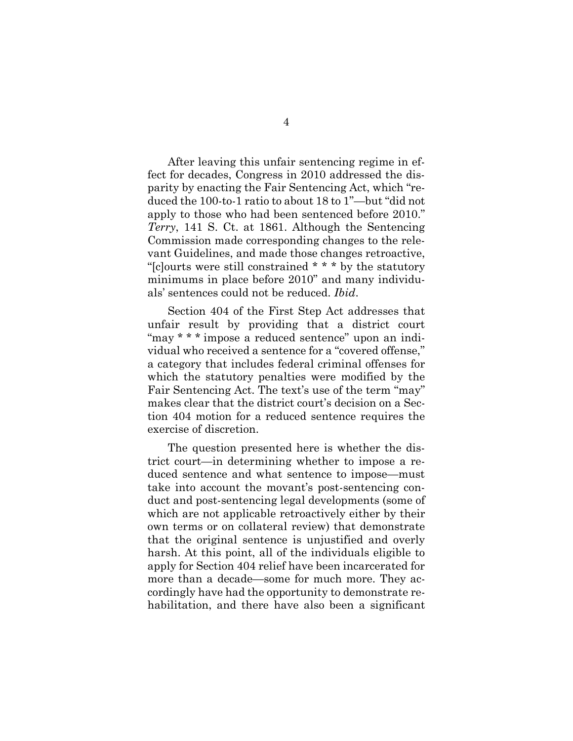After leaving this unfair sentencing regime in effect for decades, Congress in 2010 addressed the disparity by enacting the Fair Sentencing Act, which "reduced the 100-to-1 ratio to about 18 to 1"—but "did not apply to those who had been sentenced before 2010." *Terry*, 141 S. Ct. at 1861. Although the Sentencing Commission made corresponding changes to the relevant Guidelines, and made those changes retroactive, "[c]ourts were still constrained * * * by the statutory minimums in place before 2010" and many individuals' sentences could not be reduced. *Ibid*.

Section 404 of the First Step Act addresses that unfair result by providing that a district court "may * * * impose a reduced sentence" upon an individual who received a sentence for a "covered offense," a category that includes federal criminal offenses for which the statutory penalties were modified by the Fair Sentencing Act. The text's use of the term "may" makes clear that the district court's decision on a Section 404 motion for a reduced sentence requires the exercise of discretion.

The question presented here is whether the district court—in determining whether to impose a reduced sentence and what sentence to impose—must take into account the movant's post-sentencing conduct and post-sentencing legal developments (some of which are not applicable retroactively either by their own terms or on collateral review) that demonstrate that the original sentence is unjustified and overly harsh. At this point, all of the individuals eligible to apply for Section 404 relief have been incarcerated for more than a decade—some for much more. They accordingly have had the opportunity to demonstrate rehabilitation, and there have also been a significant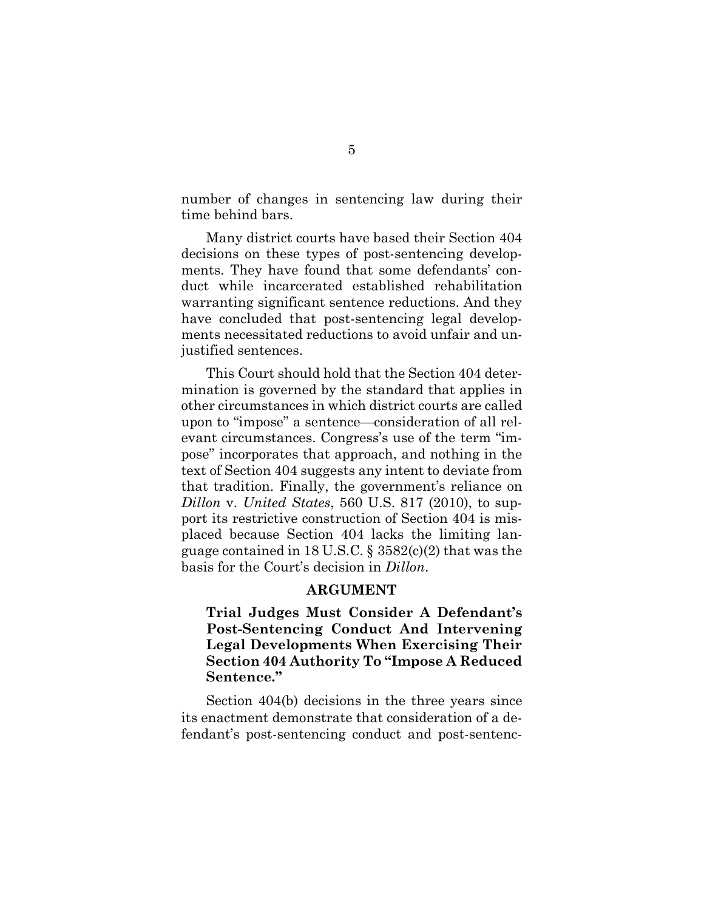number of changes in sentencing law during their time behind bars.

Many district courts have based their Section 404 decisions on these types of post-sentencing developments. They have found that some defendants' conduct while incarcerated established rehabilitation warranting significant sentence reductions. And they have concluded that post-sentencing legal developments necessitated reductions to avoid unfair and unjustified sentences.

This Court should hold that the Section 404 determination is governed by the standard that applies in other circumstances in which district courts are called upon to "impose" a sentence—consideration of all relevant circumstances. Congress's use of the term "impose" incorporates that approach, and nothing in the text of Section 404 suggests any intent to deviate from that tradition. Finally, the government's reliance on *Dillon* v. *United States*, 560 U.S. 817 (2010), to support its restrictive construction of Section 404 is misplaced because Section 404 lacks the limiting language contained in 18 U.S.C. § 3582(c)(2) that was the basis for the Court's decision in *Dillon*.

## ARGUMENT

### Trial Judges Must Consider A Defendant's Post-Sentencing Conduct And Intervening Legal Developments When Exercising Their Section 404 Authority To "Impose A Reduced Sentence."

Section 404(b) decisions in the three years since its enactment demonstrate that consideration of a defendant's post-sentencing conduct and post-sentenc-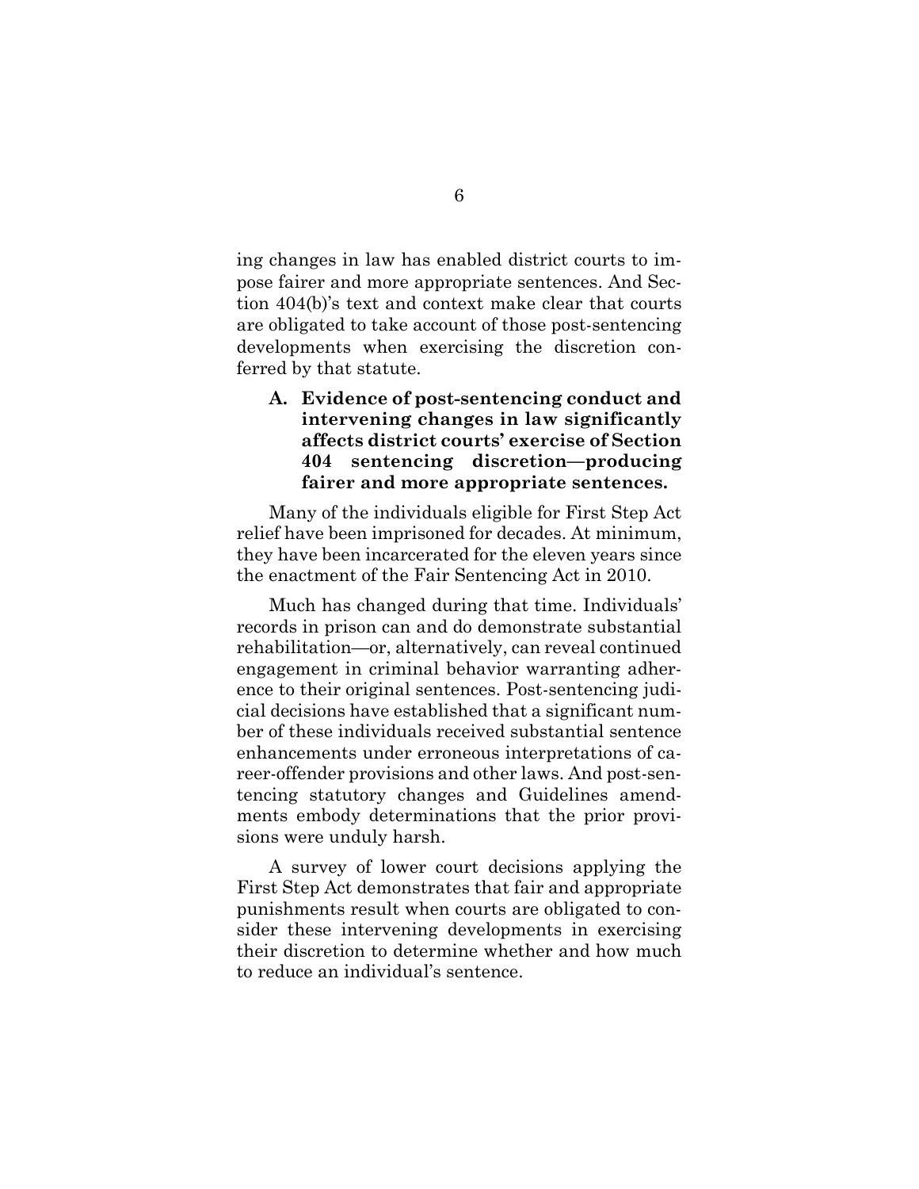ing changes in law has enabled district courts to impose fairer and more appropriate sentences. And Section 404(b)'s text and context make clear that courts are obligated to take account of those post-sentencing developments when exercising the discretion conferred by that statute.

### A. Evidence of post-sentencing conduct and intervening changes in law significantly affects district courts' exercise of Section 404 sentencing discretion—producing fairer and more appropriate sentences.

Many of the individuals eligible for First Step Act relief have been imprisoned for decades. At minimum, they have been incarcerated for the eleven years since the enactment of the Fair Sentencing Act in 2010.

Much has changed during that time. Individuals' records in prison can and do demonstrate substantial rehabilitation—or, alternatively, can reveal continued engagement in criminal behavior warranting adherence to their original sentences. Post-sentencing judicial decisions have established that a significant number of these individuals received substantial sentence enhancements under erroneous interpretations of career-offender provisions and other laws. And post-sentencing statutory changes and Guidelines amendments embody determinations that the prior provisions were unduly harsh.

A survey of lower court decisions applying the First Step Act demonstrates that fair and appropriate punishments result when courts are obligated to consider these intervening developments in exercising their discretion to determine whether and how much to reduce an individual's sentence.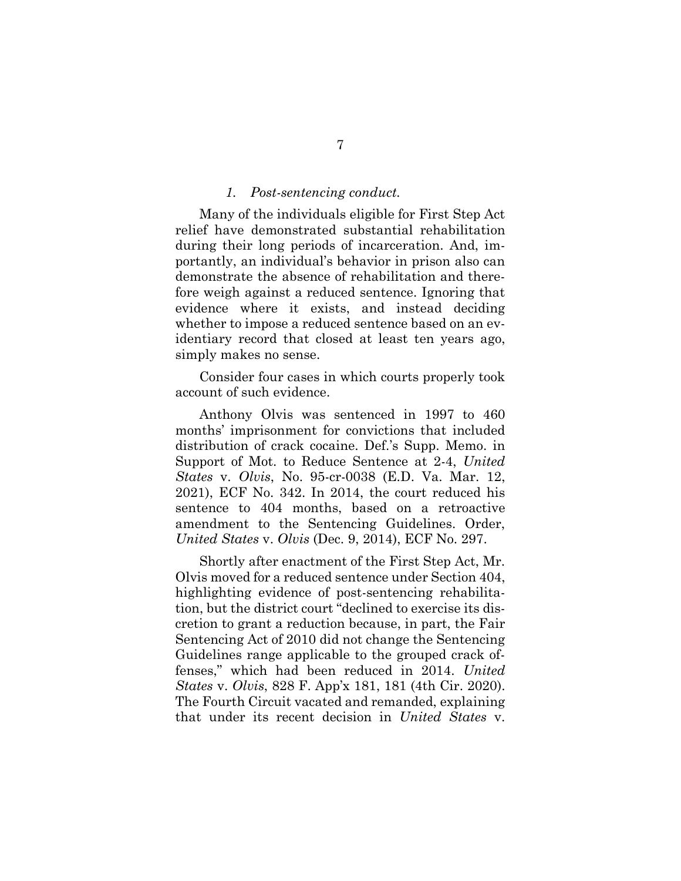*1. Post-sentencing conduct.*

Many of the individuals eligible for First Step Act relief have demonstrated substantial rehabilitation during their long periods of incarceration. And, importantly, an individual's behavior in prison also can demonstrate the absence of rehabilitation and therefore weigh against a reduced sentence. Ignoring that evidence where it exists, and instead deciding whether to impose a reduced sentence based on an evidentiary record that closed at least ten years ago, simply makes no sense.

Consider four cases in which courts properly took account of such evidence.

Anthony Olvis was sentenced in 1997 to 460 months' imprisonment for convictions that included distribution of crack cocaine. Def.'s Supp. Memo. in Support of Mot. to Reduce Sentence at 2-4, *United States* v. *Olvis*, No. 95-cr-0038 (E.D. Va. Mar. 12, 2021), ECF No. 342. In 2014, the court reduced his sentence to 404 months, based on a retroactive amendment to the Sentencing Guidelines. Order, *United States* v. *Olvis* (Dec. 9, 2014), ECF No. 297.

Shortly after enactment of the First Step Act, Mr. Olvis moved for a reduced sentence under Section 404, highlighting evidence of post-sentencing rehabilitation, but the district court "declined to exercise its discretion to grant a reduction because, in part, the Fair Sentencing Act of 2010 did not change the Sentencing Guidelines range applicable to the grouped crack offenses," which had been reduced in 2014. *United States* v. *Olvis*, 828 F. App'x 181, 181 (4th Cir. 2020). The Fourth Circuit vacated and remanded, explaining that under its recent decision in *United States* v.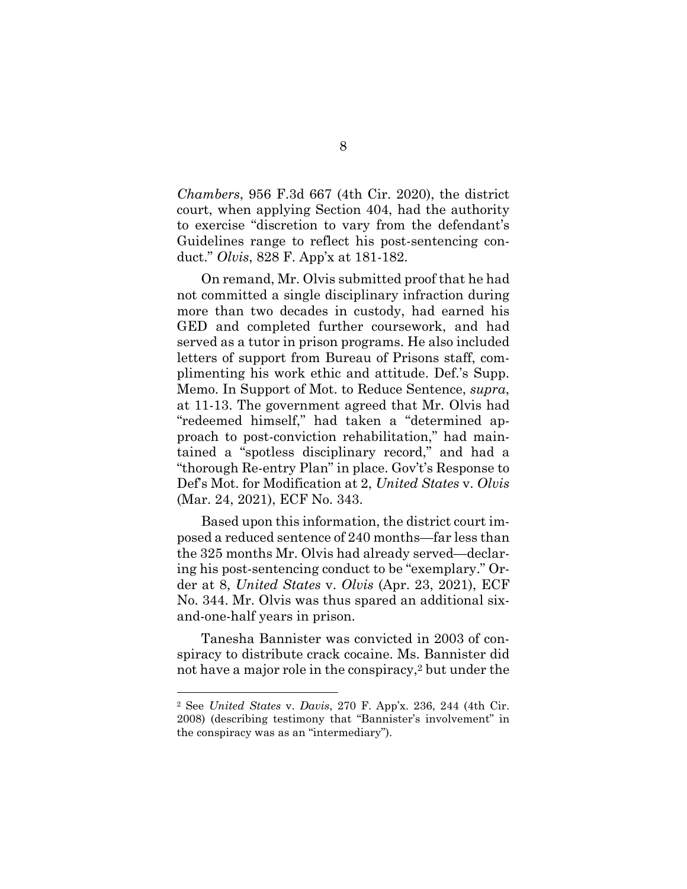*Chambers*, 956 F.3d 667 (4th Cir. 2020), the district court, when applying Section 404, had the authority to exercise "discretion to vary from the defendant's Guidelines range to reflect his post-sentencing conduct." *Olvis*, 828 F. App'x at 181-182.

On remand, Mr. Olvis submitted proof that he had not committed a single disciplinary infraction during more than two decades in custody, had earned his GED and completed further coursework, and had served as a tutor in prison programs. He also included letters of support from Bureau of Prisons staff, complimenting his work ethic and attitude. Def.'s Supp. Memo. In Support of Mot. to Reduce Sentence, *supra*, at 11-13. The government agreed that Mr. Olvis had "redeemed himself," had taken a "determined approach to post-conviction rehabilitation," had maintained a "spotless disciplinary record," and had a "thorough Re-entry Plan" in place. Gov't's Response to Def's Mot. for Modification at 2, *United States* v. *Olvis* (Mar. 24, 2021), ECF No. 343.

Based upon this information, the district court imposed a reduced sentence of 240 months—far less than the 325 months Mr. Olvis had already served—declaring his post-sentencing conduct to be "exemplary." Order at 8, *United States* v. *Olvis* (Apr. 23, 2021), ECF No. 344. Mr. Olvis was thus spared an additional six-and-one-half years in prison.

Tanesha Bannister was convicted in 2003 of conspiracy to distribute crack cocaine. Ms. Bannister did not have a major role in the conspiracy,[2] but under the

---

[2] See *United States* v. *Davis*, 270 F. App'x. 236, 244 (4th Cir. 2008) (describing testimony that "Bannister's involvement" in the conspiracy was as an "intermediary").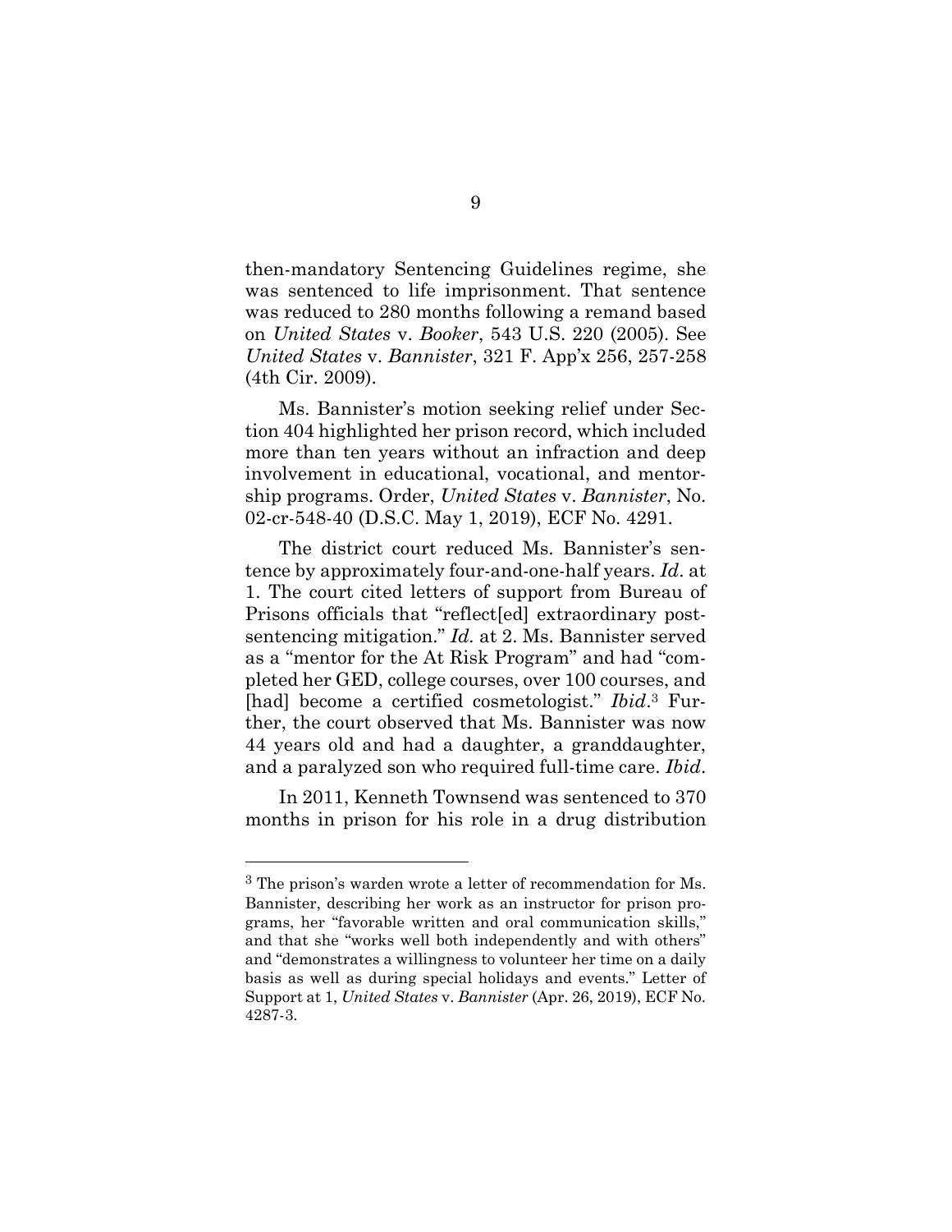then-mandatory Sentencing Guidelines regime, she was sentenced to life imprisonment. That sentence was reduced to 280 months following a remand based on *United States* v. *Booker*, 543 U.S. 220 (2005). See *United States* v. *Bannister*, 321 F. App'x 256, 257-258 (4th Cir. 2009).

Ms. Bannister's motion seeking relief under Section 404 highlighted her prison record, which included more than ten years without an infraction and deep involvement in educational, vocational, and mentorship programs. Order, *United States* v. *Bannister*, No. 02-cr-548-40 (D.S.C. May 1, 2019), ECF No. 4291.

The district court reduced Ms. Bannister's sentence by approximately four-and-one-half years. *Id*. at 1. The court cited letters of support from Bureau of Prisons officials that "reflect[ed] extraordinary post-sentencing mitigation." *Id*. at 2. Ms. Bannister served as a "mentor for the At Risk Program" and had "completed her GED, college courses, over 100 courses, and [had] become a certified cosmetologist." *Ibid*.[3] Further, the court observed that Ms. Bannister was now 44 years old and had a daughter, a granddaughter, and a paralyzed son who required full-time care. *Ibid*.

In 2011, Kenneth Townsend was sentenced to 370 months in prison for his role in a drug distribution

---

[3] The prison's warden wrote a letter of recommendation for Ms. Bannister, describing her work as an instructor for prison programs, her "favorable written and oral communication skills," and that she "works well both independently and with others" and "demonstrates a willingness to volunteer her time on a daily basis as well as during special holidays and events." Letter of Support at 1, *United States* v. *Bannister* (Apr. 26, 2019), ECF No. 4287-3.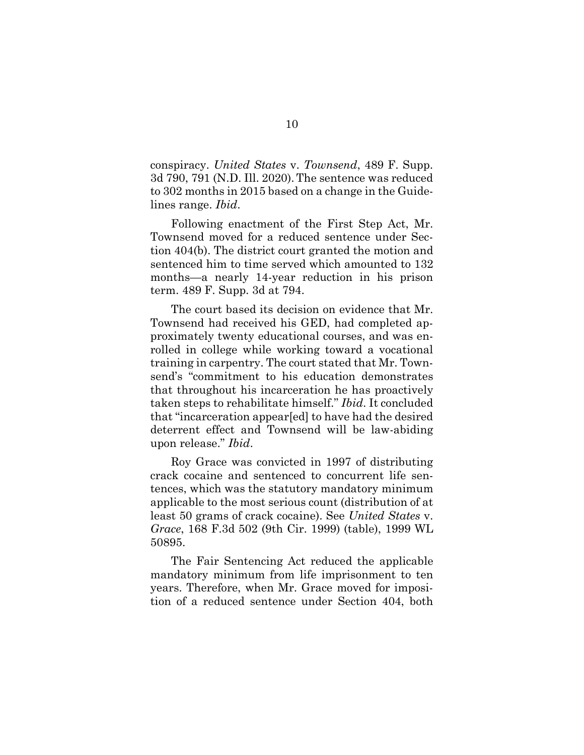conspiracy. *United States* v. *Townsend*, 489 F. Supp. 3d 790, 791 (N.D. Ill. 2020). The sentence was reduced to 302 months in 2015 based on a change in the Guidelines range. *Ibid*.

Following enactment of the First Step Act, Mr. Townsend moved for a reduced sentence under Section 404(b). The district court granted the motion and sentenced him to time served which amounted to 132 months—a nearly 14-year reduction in his prison term. 489 F. Supp. 3d at 794.

The court based its decision on evidence that Mr. Townsend had received his GED, had completed approximately twenty educational courses, and was enrolled in college while working toward a vocational training in carpentry. The court stated that Mr. Townsend's "commitment to his education demonstrates that throughout his incarceration he has proactively taken steps to rehabilitate himself." *Ibid*. It concluded that "incarceration appear[ed] to have had the desired deterrent effect and Townsend will be law-abiding upon release." *Ibid*.

Roy Grace was convicted in 1997 of distributing crack cocaine and sentenced to concurrent life sentences, which was the statutory mandatory minimum applicable to the most serious count (distribution of at least 50 grams of crack cocaine). See *United States* v. *Grace*, 168 F.3d 502 (9th Cir. 1999) (table), 1999 WL 50895.

The Fair Sentencing Act reduced the applicable mandatory minimum from life imprisonment to ten years. Therefore, when Mr. Grace moved for imposition of a reduced sentence under Section 404, both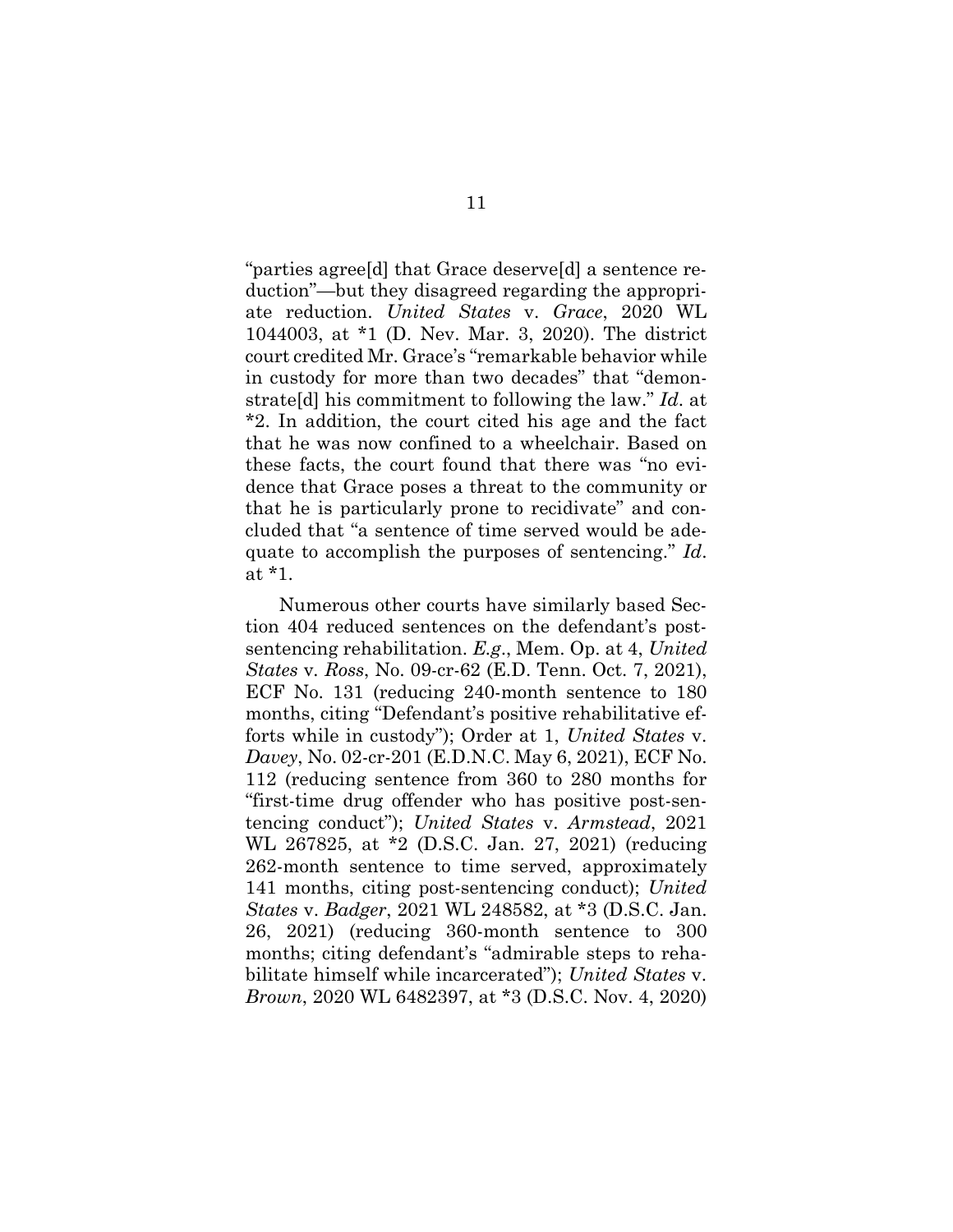"parties agree[d] that Grace deserve[d] a sentence reduction"—but they disagreed regarding the appropriate reduction. *United States* v. *Grace*, 2020 WL 1044003, at *1 (D. Nev. Mar. 3, 2020). The district court credited Mr. Grace's "remarkable behavior while in custody for more than two decades" that "demonstrate[d] his commitment to following the law." *Id*. at *2. In addition, the court cited his age and the fact that he was now confined to a wheelchair. Based on these facts, the court found that there was "no evidence that Grace poses a threat to the community or that he is particularly prone to recidivate" and concluded that "a sentence of time served would be adequate to accomplish the purposes of sentencing." *Id*. at *1.

Numerous other courts have similarly based Section 404 reduced sentences on the defendant's post-sentencing rehabilitation. *E.g.*, Mem. Op. at 4, *United States* v. *Ross*, No. 09-cr-62 (E.D. Tenn. Oct. 7, 2021), ECF No. 131 (reducing 240-month sentence to 180 months, citing "Defendant's positive rehabilitative efforts while in custody"); Order at 1, *United States* v. *Davey*, No. 02-cr-201 (E.D.N.C. May 6, 2021), ECF No. 112 (reducing sentence from 360 to 280 months for "first-time drug offender who has positive post-sentencing conduct"); *United States* v. *Armstead*, 2021 WL 267825, at *2 (D.S.C. Jan. 27, 2021) (reducing 262-month sentence to time served, approximately 141 months, citing post-sentencing conduct); *United States* v. *Badger*, 2021 WL 248582, at *3 (D.S.C. Jan. 26, 2021) (reducing 360-month sentence to 300 months; citing defendant's "admirable steps to rehabilitate himself while incarcerated"); *United States* v. *Brown*, 2020 WL 6482397, at *3 (D.S.C. Nov. 4, 2020)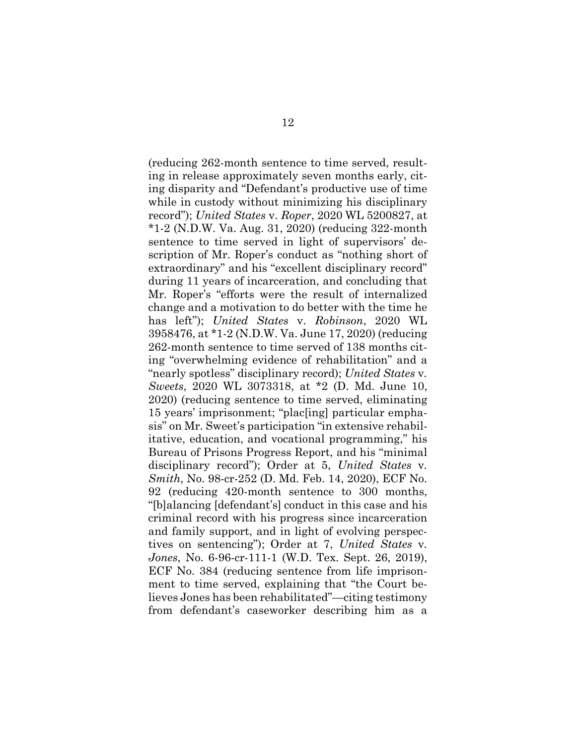(reducing 262-month sentence to time served, resulting in release approximately seven months early, citing disparity and "Defendant's productive use of time while in custody without minimizing his disciplinary record"); *United States* v. *Roper*, 2020 WL 5200827, at *1-2 (N.D.W. Va. Aug. 31, 2020) (reducing 322-month sentence to time served in light of supervisors' description of Mr. Roper's conduct as "nothing short of extraordinary" and his "excellent disciplinary record" during 11 years of incarceration, and concluding that Mr. Roper's "efforts were the result of internalized change and a motivation to do better with the time he has left"); *United States* v. *Robinson*, 2020 WL 3958476, at *1-2 (N.D.W. Va. June 17, 2020) (reducing 262-month sentence to time served of 138 months citing "overwhelming evidence of rehabilitation" and a "nearly spotless" disciplinary record); *United States* v. *Sweets*, 2020 WL 3073318, at *2 (D. Md. June 10, 2020) (reducing sentence to time served, eliminating 15 years' imprisonment; "plac[ing] particular emphasis" on Mr. Sweet's participation "in extensive rehabilitative, education, and vocational programming," his Bureau of Prisons Progress Report, and his "minimal disciplinary record"); Order at 5, *United States* v. *Smith*, No. 98-cr-252 (D. Md. Feb. 14, 2020), ECF No. 92 (reducing 420-month sentence to 300 months, "[b]alancing [defendant's] conduct in this case and his criminal record with his progress since incarceration and family support, and in light of evolving perspectives on sentencing"); Order at 7, *United States* v. *Jones*, No. 6-96-cr-111-1 (W.D. Tex. Sept. 26, 2019), ECF No. 384 (reducing sentence from life imprisonment to time served, explaining that "the Court believes Jones has been rehabilitated"—citing testimony from defendant's caseworker describing him as a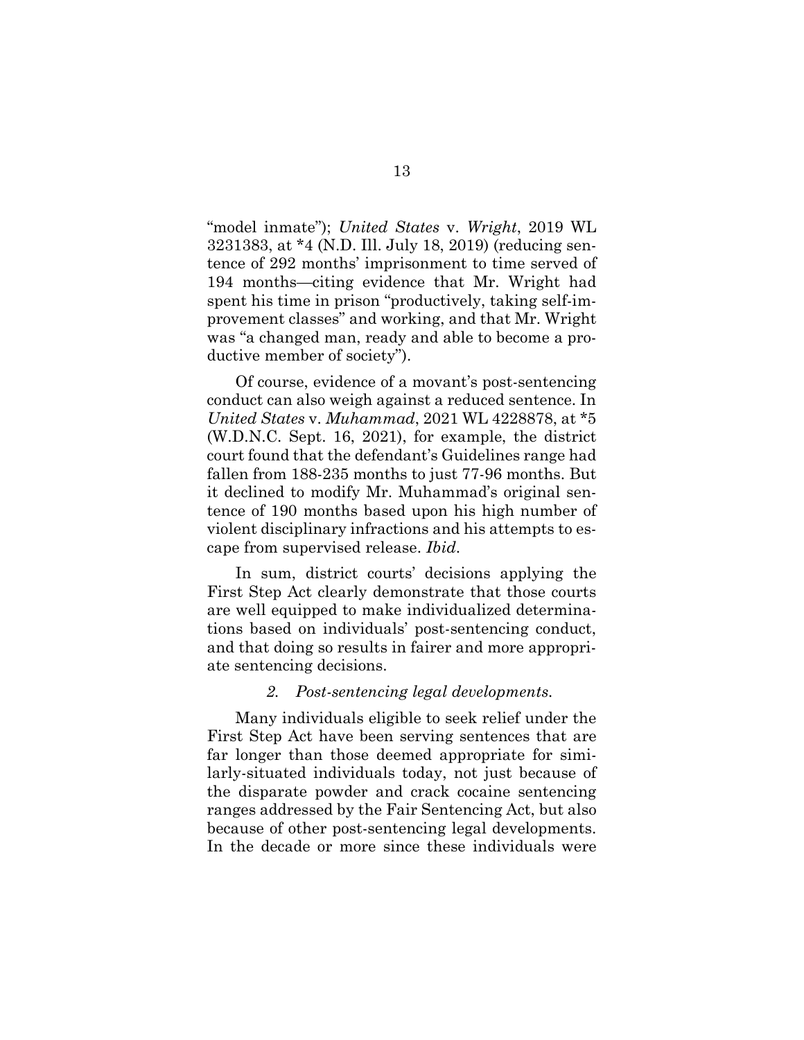"model inmate"); *United States* v. *Wright*, 2019 WL 3231383, at *4 (N.D. Ill. July 18, 2019) (reducing sentence of 292 months' imprisonment to time served of 194 months—citing evidence that Mr. Wright had spent his time in prison "productively, taking self-improvement classes" and working, and that Mr. Wright was "a changed man, ready and able to become a productive member of society").

Of course, evidence of a movant's post-sentencing conduct can also weigh against a reduced sentence. In *United States* v. *Muhammad*, 2021 WL 4228878, at *5 (W.D.N.C. Sept. 16, 2021), for example, the district court found that the defendant's Guidelines range had fallen from 188-235 months to just 77-96 months. But it declined to modify Mr. Muhammad's original sentence of 190 months based upon his high number of violent disciplinary infractions and his attempts to escape from supervised release. *Ibid*.

In sum, district courts' decisions applying the First Step Act clearly demonstrate that those courts are well equipped to make individualized determinations based on individuals' post-sentencing conduct, and that doing so results in fairer and more appropriate sentencing decisions.

#### *2. Post-sentencing legal developments.*

Many individuals eligible to seek relief under the First Step Act have been serving sentences that are far longer than those deemed appropriate for similarly-situated individuals today, not just because of the disparate powder and crack cocaine sentencing ranges addressed by the Fair Sentencing Act, but also because of other post-sentencing legal developments. In the decade or more since these individuals were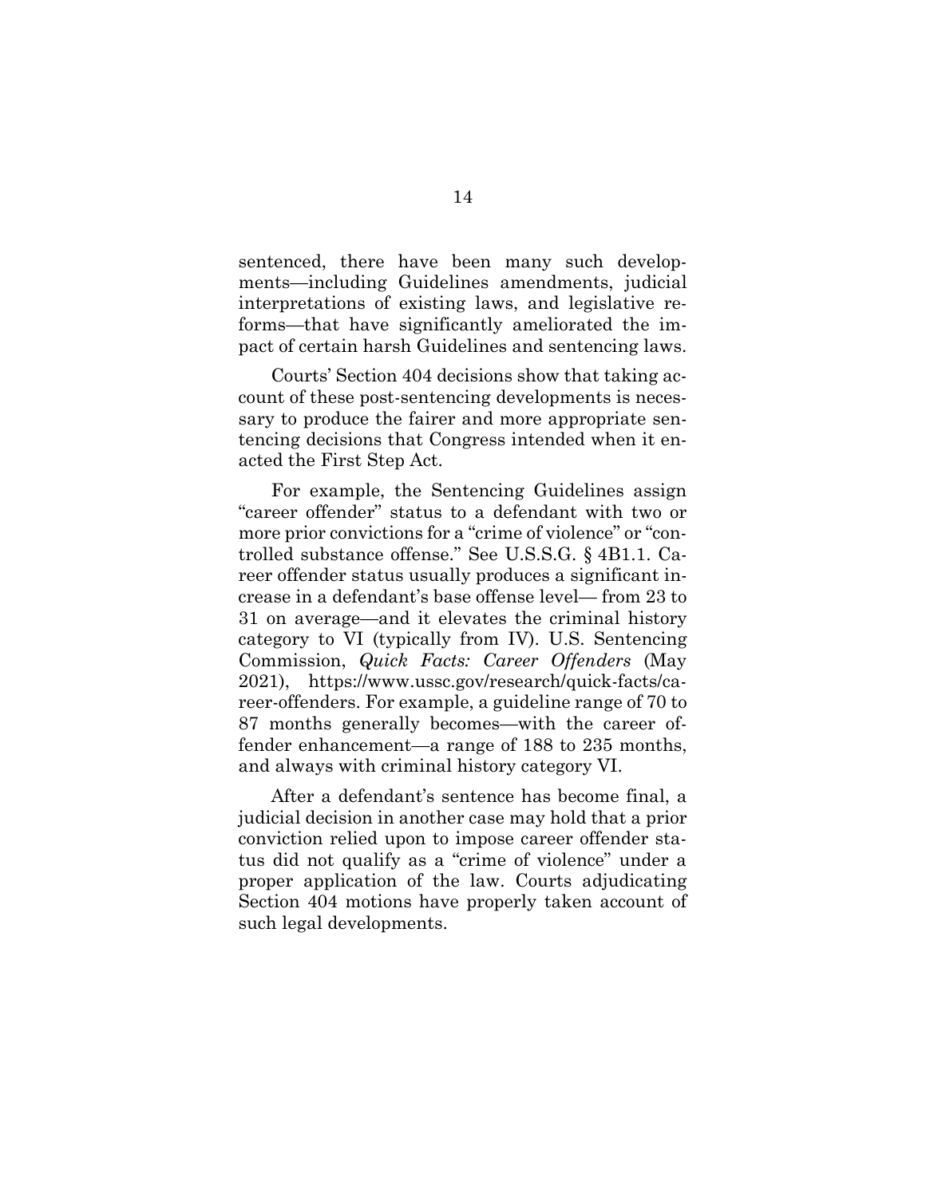sentenced, there have been many such developments—including Guidelines amendments, judicial interpretations of existing laws, and legislative reforms—that have significantly ameliorated the impact of certain harsh Guidelines and sentencing laws.

Courts' Section 404 decisions show that taking account of these post-sentencing developments is necessary to produce the fairer and more appropriate sentencing decisions that Congress intended when it enacted the First Step Act.

For example, the Sentencing Guidelines assign "career offender" status to a defendant with two or more prior convictions for a "crime of violence" or "controlled substance offense." See U.S.S.G. § 4B1.1. Career offender status usually produces a significant increase in a defendant's base offense level— from 23 to 31 on average—and it elevates the criminal history category to VI (typically from IV). U.S. Sentencing Commission, *Quick Facts: Career Offenders* (May 2021), https://www.ussc.gov/research/quick-facts/career-offenders. For example, a guideline range of 70 to 87 months generally becomes—with the career offender enhancement—a range of 188 to 235 months, and always with criminal history category VI.

After a defendant's sentence has become final, a judicial decision in another case may hold that a prior conviction relied upon to impose career offender status did not qualify as a "crime of violence" under a proper application of the law. Courts adjudicating Section 404 motions have properly taken account of such legal developments.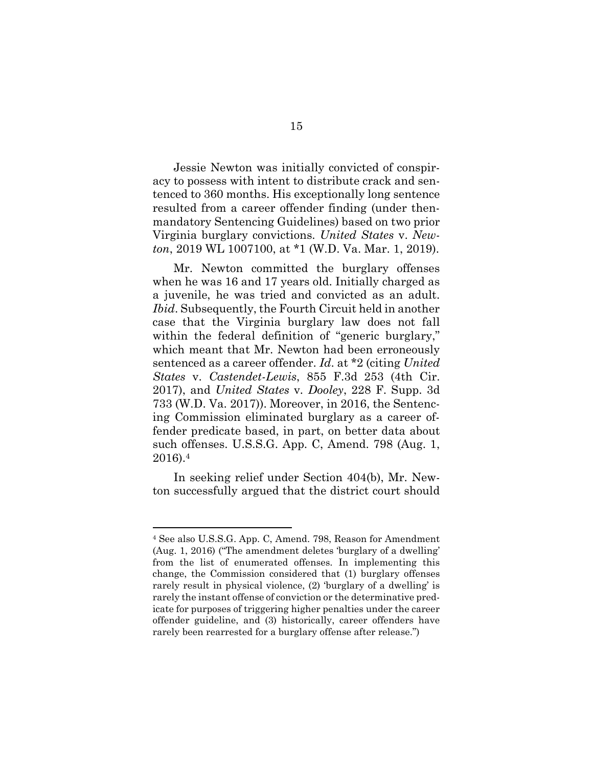Jessie Newton was initially convicted of conspiracy to possess with intent to distribute crack and sentenced to 360 months. His exceptionally long sentence resulted from a career offender finding (under then-mandatory Sentencing Guidelines) based on two prior Virginia burglary convictions. *United States* v. *Newton*, 2019 WL 1007100, at *1 (W.D. Va. Mar. 1, 2019).

Mr. Newton committed the burglary offenses when he was 16 and 17 years old. Initially charged as a juvenile, he was tried and convicted as an adult. *Ibid*. Subsequently, the Fourth Circuit held in another case that the Virginia burglary law does not fall within the federal definition of "generic burglary," which meant that Mr. Newton had been erroneously sentenced as a career offender. *Id*. at *2 (citing *United States* v. *Castendet-Lewis*, 855 F.3d 253 (4th Cir. 2017), and *United States* v. *Dooley*, 228 F. Supp. 3d 733 (W.D. Va. 2017)). Moreover, in 2016, the Sentencing Commission eliminated burglary as a career offender predicate based, in part, on better data about such offenses. U.S.S.G. App. C, Amend. 798 (Aug. 1, 2016).[4]

In seeking relief under Section 404(b), Mr. Newton successfully argued that the district court should

---

[4] See also U.S.S.G. App. C, Amend. 798, Reason for Amendment (Aug. 1, 2016) ("The amendment deletes 'burglary of a dwelling' from the list of enumerated offenses. In implementing this change, the Commission considered that (1) burglary offenses rarely result in physical violence, (2) 'burglary of a dwelling' is rarely the instant offense of conviction or the determinative predicate for purposes of triggering higher penalties under the career offender guideline, and (3) historically, career offenders have rarely been rearrested for a burglary offense after release.")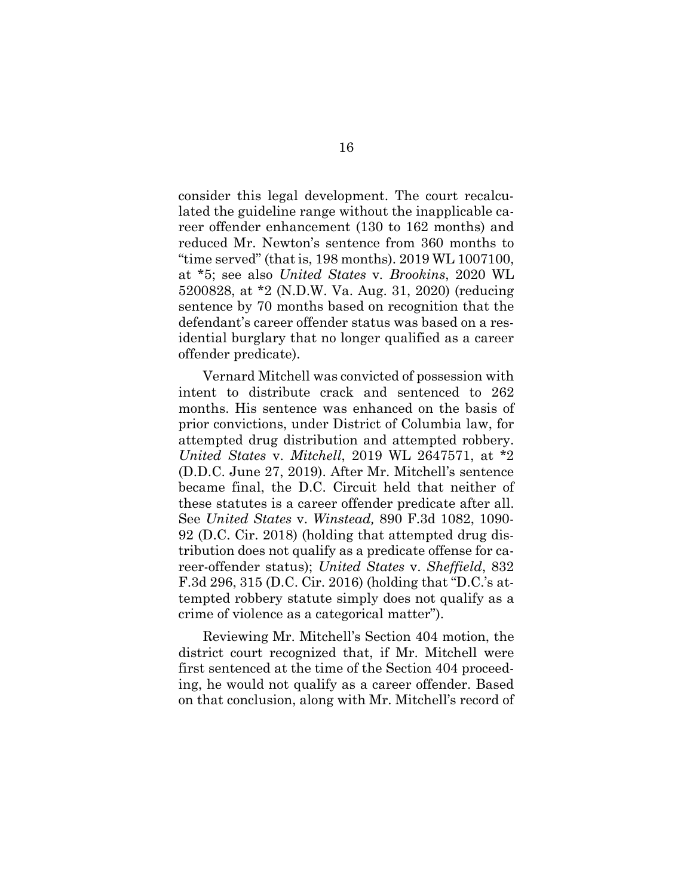consider this legal development. The court recalculated the guideline range without the inapplicable career offender enhancement (130 to 162 months) and reduced Mr. Newton's sentence from 360 months to "time served" (that is, 198 months). 2019 WL 1007100, at *5; see also *United States* v. *Brookins*, 2020 WL 5200828, at *2 (N.D.W. Va. Aug. 31, 2020) (reducing sentence by 70 months based on recognition that the defendant's career offender status was based on a residential burglary that no longer qualified as a career offender predicate).

Vernard Mitchell was convicted of possession with intent to distribute crack and sentenced to 262 months. His sentence was enhanced on the basis of prior convictions, under District of Columbia law, for attempted drug distribution and attempted robbery. *United States* v. *Mitchell*, 2019 WL 2647571, at *2 (D.D.C. June 27, 2019). After Mr. Mitchell's sentence became final, the D.C. Circuit held that neither of these statutes is a career offender predicate after all. See *United States* v. *Winstead,* 890 F.3d 1082, 1090-92 (D.C. Cir. 2018) (holding that attempted drug distribution does not qualify as a predicate offense for career-offender status); *United States* v. *Sheffield*, 832 F.3d 296, 315 (D.C. Cir. 2016) (holding that "D.C.'s attempted robbery statute simply does not qualify as a crime of violence as a categorical matter").

Reviewing Mr. Mitchell's Section 404 motion, the district court recognized that, if Mr. Mitchell were first sentenced at the time of the Section 404 proceeding, he would not qualify as a career offender. Based on that conclusion, along with Mr. Mitchell's record of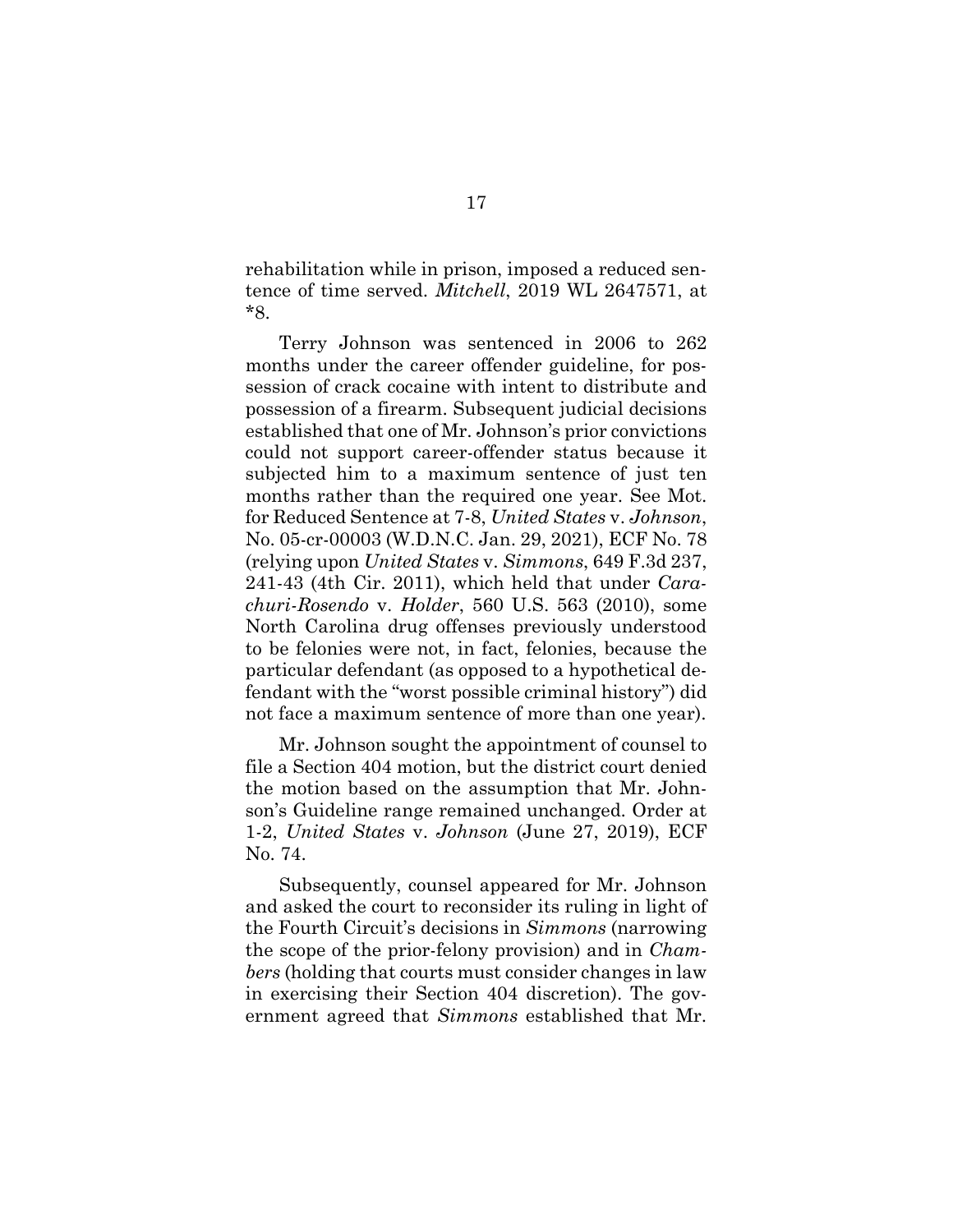rehabilitation while in prison, imposed a reduced sentence of time served. *Mitchell*, 2019 WL 2647571, at *8.

Terry Johnson was sentenced in 2006 to 262 months under the career offender guideline, for possession of crack cocaine with intent to distribute and possession of a firearm. Subsequent judicial decisions established that one of Mr. Johnson's prior convictions could not support career-offender status because it subjected him to a maximum sentence of just ten months rather than the required one year. See Mot. for Reduced Sentence at 7-8, *United States* v. *Johnson*, No. 05-cr-00003 (W.D.N.C. Jan. 29, 2021), ECF No. 78 (relying upon *United States* v. *Simmons*, 649 F.3d 237, 241-43 (4th Cir. 2011), which held that under *Carachuri-Rosendo* v. *Holder*, 560 U.S. 563 (2010), some North Carolina drug offenses previously understood to be felonies were not, in fact, felonies, because the particular defendant (as opposed to a hypothetical defendant with the "worst possible criminal history") did not face a maximum sentence of more than one year).

Mr. Johnson sought the appointment of counsel to file a Section 404 motion, but the district court denied the motion based on the assumption that Mr. Johnson's Guideline range remained unchanged. Order at 1-2, *United States* v. *Johnson* (June 27, 2019), ECF No. 74.

Subsequently, counsel appeared for Mr. Johnson and asked the court to reconsider its ruling in light of the Fourth Circuit's decisions in *Simmons* (narrowing the scope of the prior-felony provision) and in *Chambers* (holding that courts must consider changes in law in exercising their Section 404 discretion). The government agreed that *Simmons* established that Mr.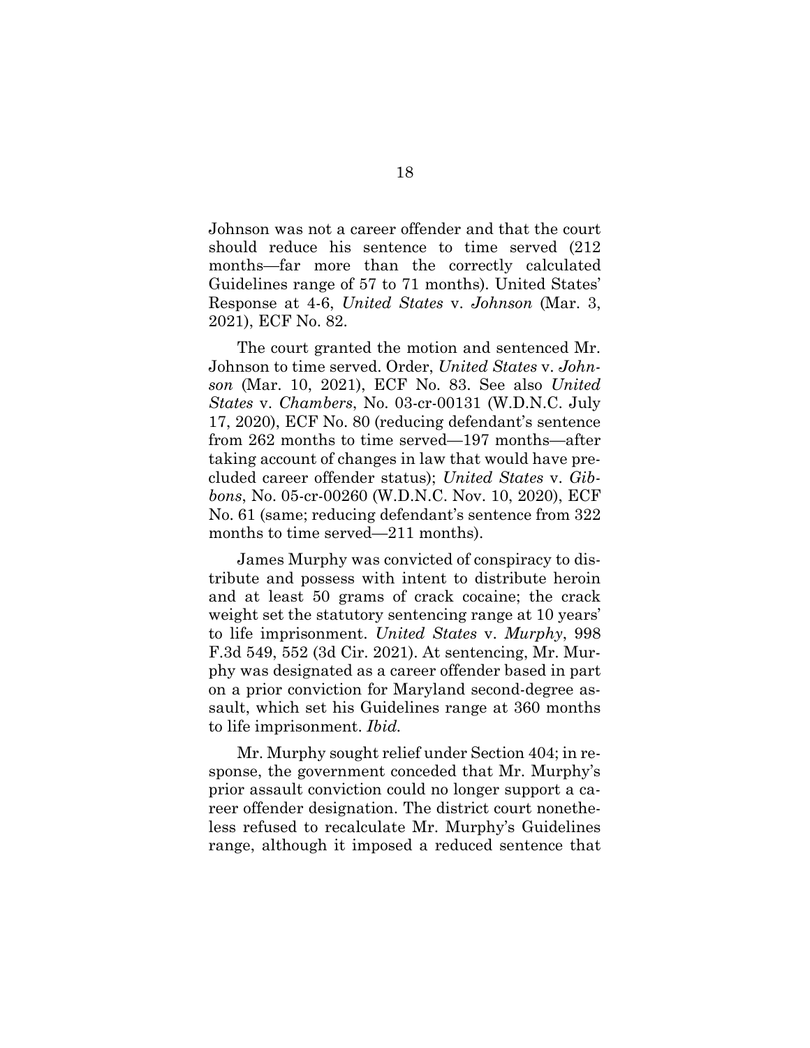Johnson was not a career offender and that the court should reduce his sentence to time served (212 months—far more than the correctly calculated Guidelines range of 57 to 71 months). United States' Response at 4-6, *United States* v. *Johnson* (Mar. 3, 2021), ECF No. 82.

The court granted the motion and sentenced Mr. Johnson to time served. Order, *United States* v. *Johnson* (Mar. 10, 2021), ECF No. 83. See also *United States* v. *Chambers*, No. 03-cr-00131 (W.D.N.C. July 17, 2020), ECF No. 80 (reducing defendant's sentence from 262 months to time served—197 months—after taking account of changes in law that would have precluded career offender status); *United States* v. *Gibbons*, No. 05-cr-00260 (W.D.N.C. Nov. 10, 2020), ECF No. 61 (same; reducing defendant's sentence from 322 months to time served—211 months).

James Murphy was convicted of conspiracy to distribute and possess with intent to distribute heroin and at least 50 grams of crack cocaine; the crack weight set the statutory sentencing range at 10 years' to life imprisonment. *United States* v. *Murphy*, 998 F.3d 549, 552 (3d Cir. 2021). At sentencing, Mr. Murphy was designated as a career offender based in part on a prior conviction for Maryland second-degree assault, which set his Guidelines range at 360 months to life imprisonment. *Ibid.*

Mr. Murphy sought relief under Section 404; in response, the government conceded that Mr. Murphy's prior assault conviction could no longer support a career offender designation. The district court nonetheless refused to recalculate Mr. Murphy's Guidelines range, although it imposed a reduced sentence that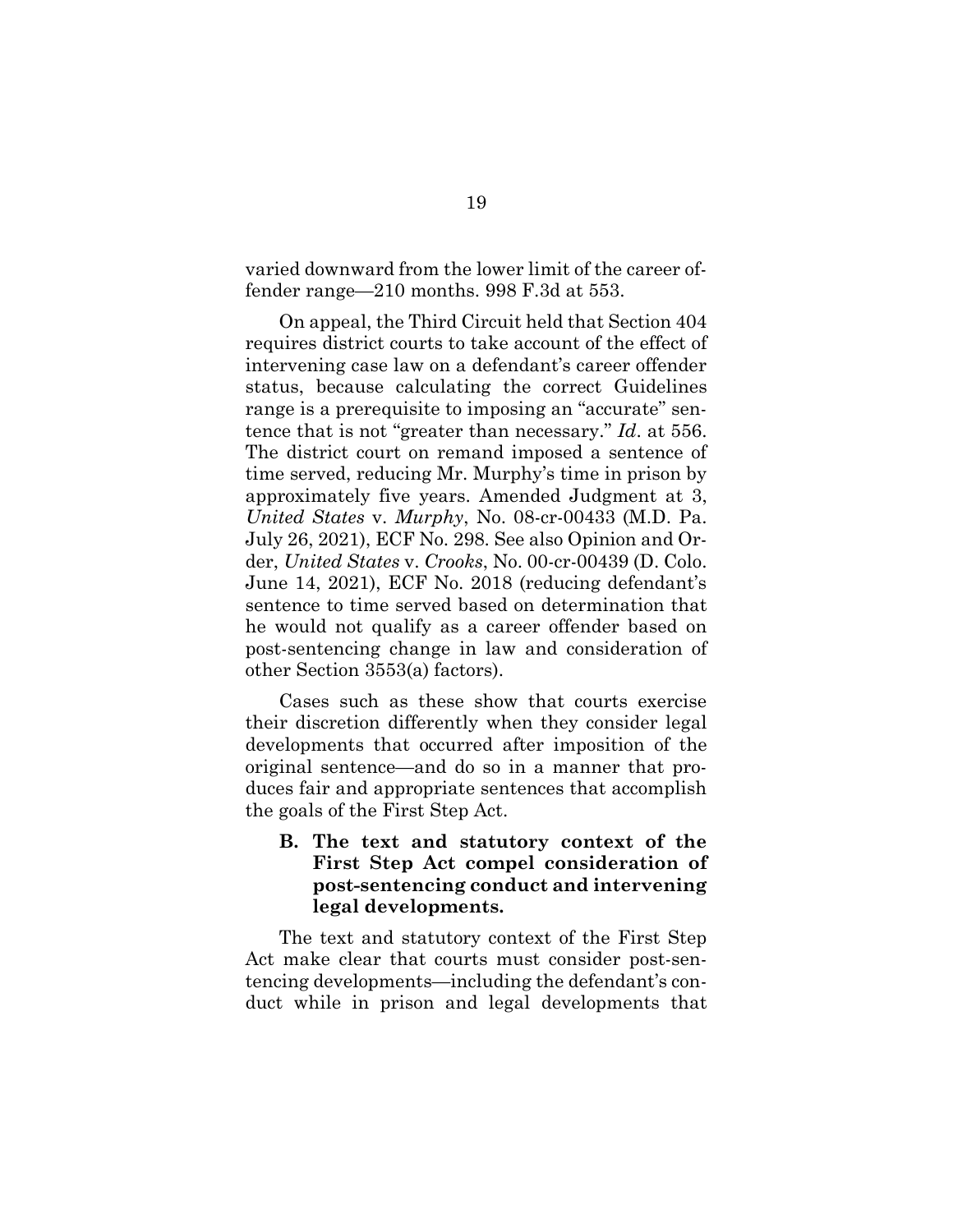varied downward from the lower limit of the career offender range—210 months. 998 F.3d at 553.

On appeal, the Third Circuit held that Section 404 requires district courts to take account of the effect of intervening case law on a defendant's career offender status, because calculating the correct Guidelines range is a prerequisite to imposing an "accurate" sentence that is not "greater than necessary." *Id*. at 556. The district court on remand imposed a sentence of time served, reducing Mr. Murphy's time in prison by approximately five years. Amended Judgment at 3, *United States* v. *Murphy*, No. 08-cr-00433 (M.D. Pa. July 26, 2021), ECF No. 298. See also Opinion and Order, *United States* v. *Crooks*, No. 00-cr-00439 (D. Colo. June 14, 2021), ECF No. 2018 (reducing defendant's sentence to time served based on determination that he would not qualify as a career offender based on post-sentencing change in law and consideration of other Section 3553(a) factors).

Cases such as these show that courts exercise their discretion differently when they consider legal developments that occurred after imposition of the original sentence—and do so in a manner that produces fair and appropriate sentences that accomplish the goals of the First Step Act.

### B. The text and statutory context of the First Step Act compel consideration of post-sentencing conduct and intervening legal developments.

The text and statutory context of the First Step Act make clear that courts must consider post-sentencing developments—including the defendant's conduct while in prison and legal developments that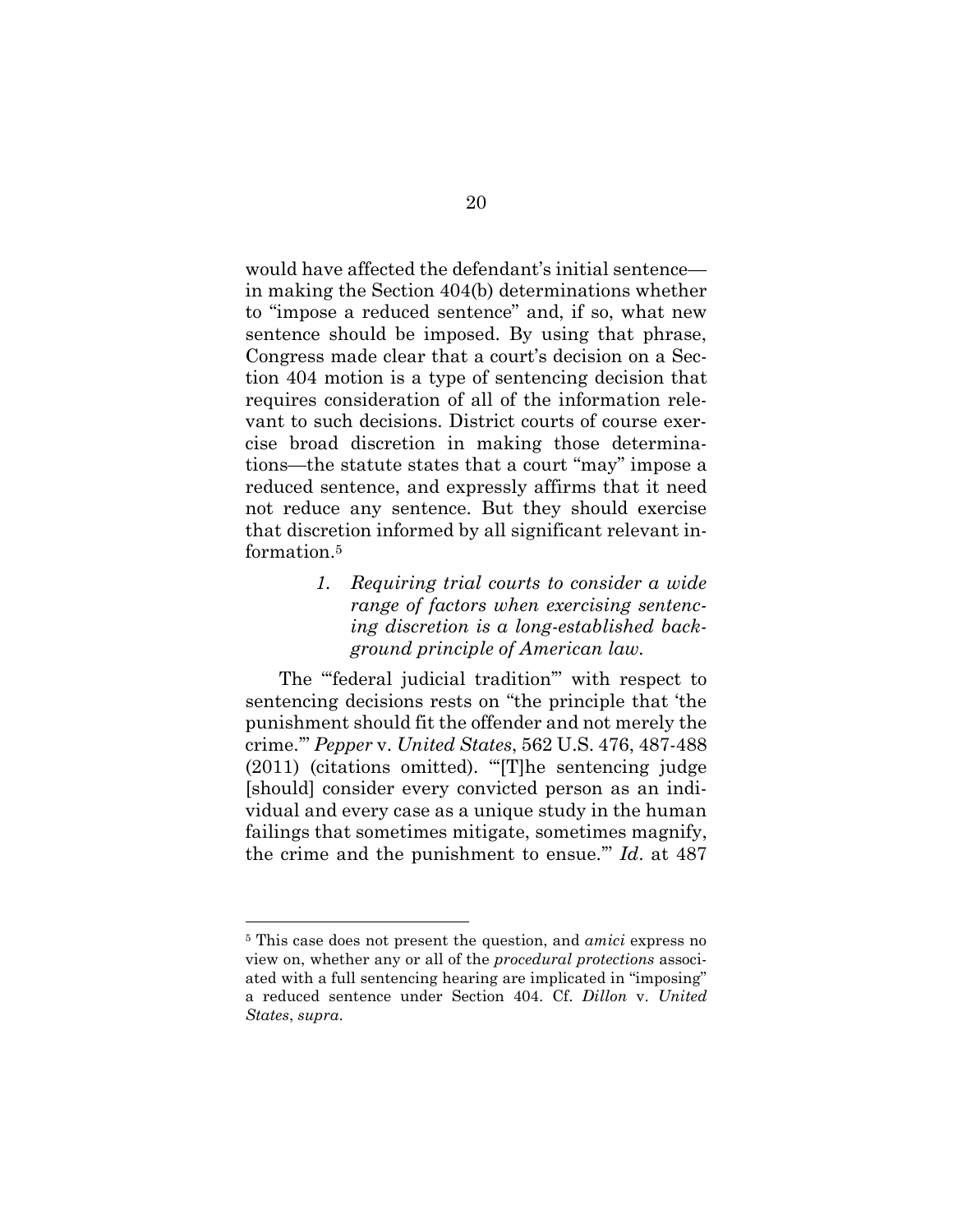would have affected the defendant's initial sentence—in making the Section 404(b) determinations whether to "impose a reduced sentence" and, if so, what new sentence should be imposed. By using that phrase, Congress made clear that a court's decision on a Section 404 motion is a type of sentencing decision that requires consideration of all of the information relevant to such decisions. District courts of course exercise broad discretion in making those determinations—the statute states that a court "may" impose a reduced sentence, and expressly affirms that it need not reduce any sentence. But they should exercise that discretion informed by all significant relevant information.[5]

> *1. Requiring trial courts to consider a wide range of factors when exercising sentencing discretion is a long-established background principle of American law.*

The "'federal judicial tradition'" with respect to sentencing decisions rests on "the principle that 'the punishment should fit the offender and not merely the crime.'" *Pepper* v. *United States*, 562 U.S. 476, 487-488 (2011) (citations omitted). "'[T]he sentencing judge [should] consider every convicted person as an individual and every case as a unique study in the human failings that sometimes mitigate, sometimes magnify, the crime and the punishment to ensue.'" *Id*. at 487

[5] This case does not present the question, and *amici* express no view on, whether any or all of the *procedural protections* associated with a full sentencing hearing are implicated in "imposing" a reduced sentence under Section 404. Cf. *Dillon* v. *United States*, *supra*.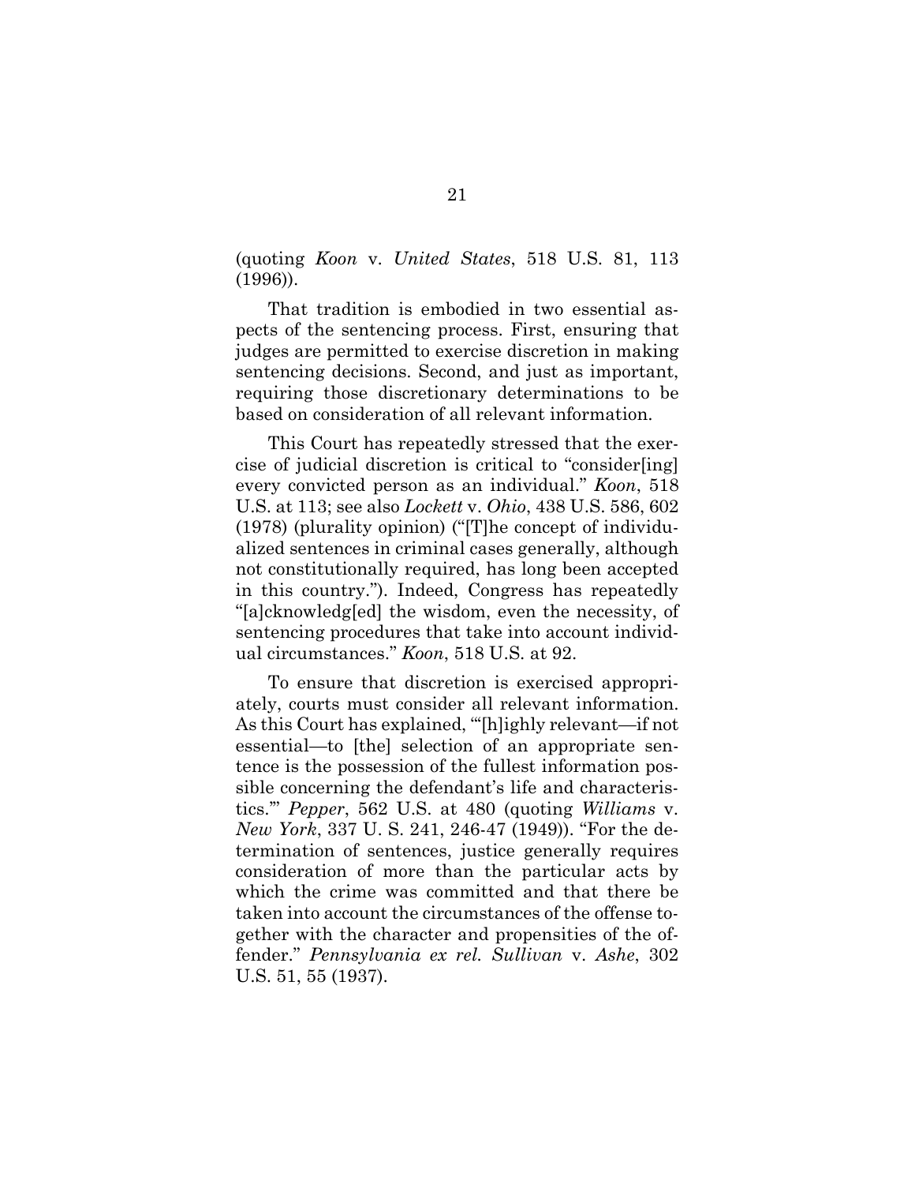(quoting *Koon* v. *United States*, 518 U.S. 81, 113 (1996)).

That tradition is embodied in two essential aspects of the sentencing process. First, ensuring that judges are permitted to exercise discretion in making sentencing decisions. Second, and just as important, requiring those discretionary determinations to be based on consideration of all relevant information.

This Court has repeatedly stressed that the exercise of judicial discretion is critical to "consider[ing] every convicted person as an individual." *Koon*, 518 U.S. at 113; see also *Lockett* v. *Ohio*, 438 U.S. 586, 602 (1978) (plurality opinion) ("[T]he concept of individualized sentences in criminal cases generally, although not constitutionally required, has long been accepted in this country."). Indeed, Congress has repeatedly "[a]cknowledg[ed] the wisdom, even the necessity, of sentencing procedures that take into account individual circumstances." *Koon*, 518 U.S. at 92.

To ensure that discretion is exercised appropriately, courts must consider all relevant information. As this Court has explained, "'[h]ighly relevant—if not essential—to [the] selection of an appropriate sentence is the possession of the fullest information possible concerning the defendant's life and characteristics.'" *Pepper*, 562 U.S. at 480 (quoting *Williams* v. *New York*, 337 U. S. 241, 246-47 (1949)). "For the determination of sentences, justice generally requires consideration of more than the particular acts by which the crime was committed and that there be taken into account the circumstances of the offense together with the character and propensities of the offender." *Pennsylvania ex rel. Sullivan* v. *Ashe*, 302 U.S. 51, 55 (1937).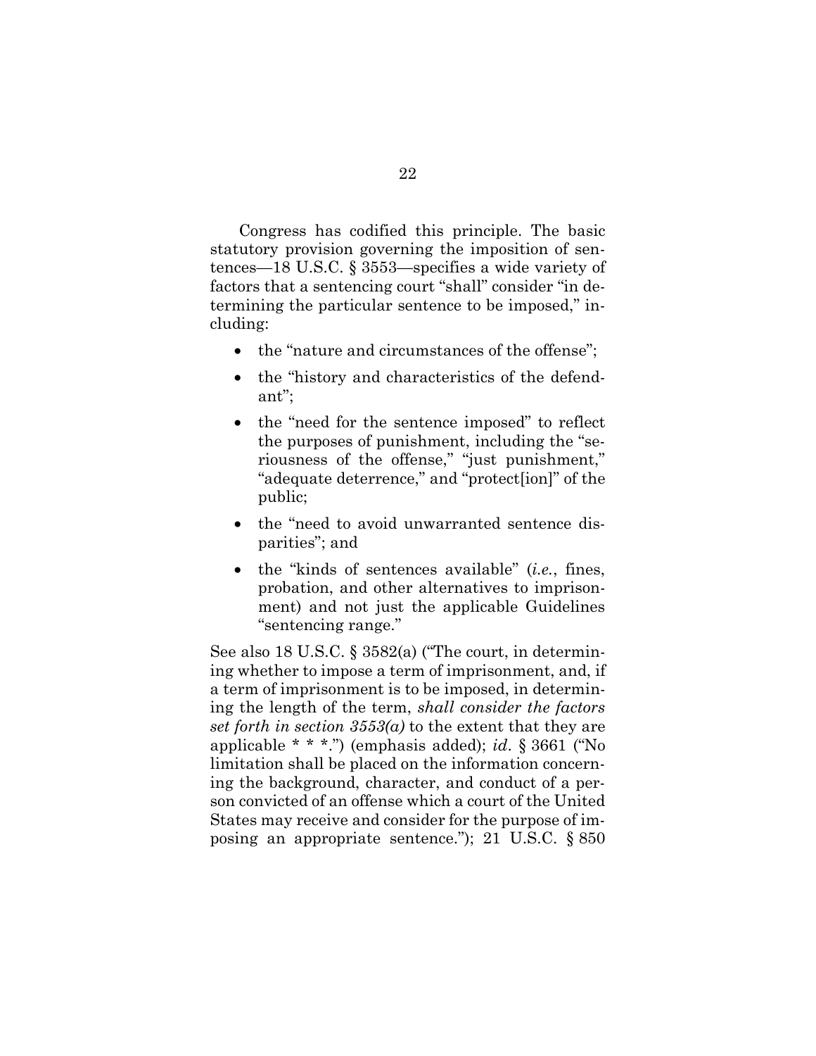Congress has codified this principle. The basic statutory provision governing the imposition of sentences—18 U.S.C. § 3553—specifies a wide variety of factors that a sentencing court "shall" consider "in determining the particular sentence to be imposed," including:

- the "nature and circumstances of the offense";
- the "history and characteristics of the defendant";
- the "need for the sentence imposed" to reflect the purposes of punishment, including the "seriousness of the offense," "just punishment," "adequate deterrence," and "protect[ion]" of the public;
- the "need to avoid unwarranted sentence disparities"; and
- the "kinds of sentences available" (*i.e.*, fines, probation, and other alternatives to imprisonment) and not just the applicable Guidelines "sentencing range."

See also 18 U.S.C. § 3582(a) ("The court, in determining whether to impose a term of imprisonment, and, if a term of imprisonment is to be imposed, in determining the length of the term, *shall consider the factors set forth in section 3553(a)* to the extent that they are applicable * * *.") (emphasis added); *id*. § 3661 ("No limitation shall be placed on the information concerning the background, character, and conduct of a person convicted of an offense which a court of the United States may receive and consider for the purpose of imposing an appropriate sentence."); 21 U.S.C. § 850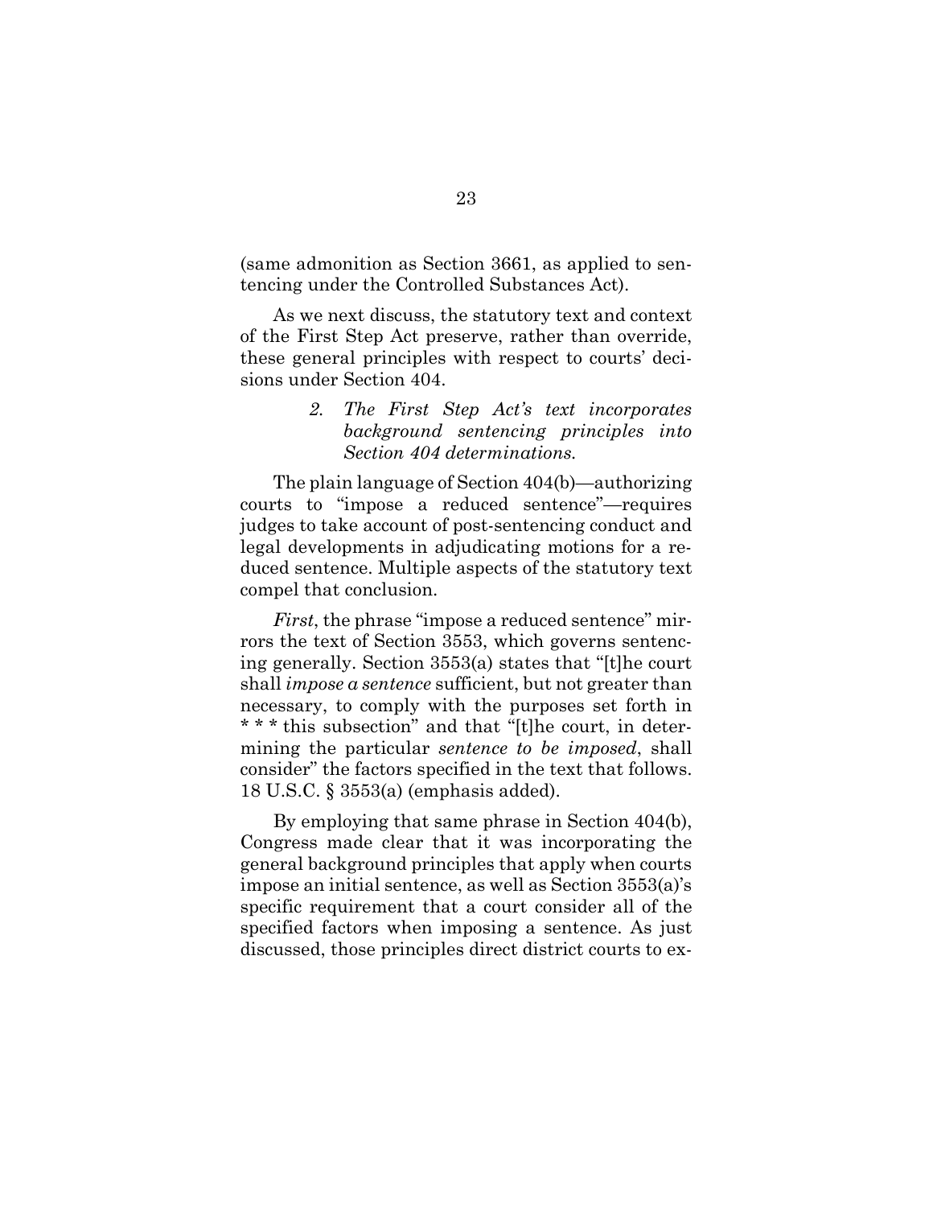(same admonition as Section 3661, as applied to sentencing under the Controlled Substances Act).

As we next discuss, the statutory text and context of the First Step Act preserve, rather than override, these general principles with respect to courts' decisions under Section 404.

### *2. The First Step Act's text incorporates background sentencing principles into Section 404 determinations.*

The plain language of Section 404(b)—authorizing courts to "impose a reduced sentence"—requires judges to take account of post-sentencing conduct and legal developments in adjudicating motions for a reduced sentence. Multiple aspects of the statutory text compel that conclusion.

*First*, the phrase "impose a reduced sentence" mirrors the text of Section 3553, which governs sentencing generally. Section 3553(a) states that "[t]he court shall *impose a sentence* sufficient, but not greater than necessary, to comply with the purposes set forth in * * * this subsection" and that "[t]he court, in determining the particular *sentence to be imposed*, shall consider" the factors specified in the text that follows. 18 U.S.C. § 3553(a) (emphasis added).

By employing that same phrase in Section 404(b), Congress made clear that it was incorporating the general background principles that apply when courts impose an initial sentence, as well as Section 3553(a)'s specific requirement that a court consider all of the specified factors when imposing a sentence. As just discussed, those principles direct district courts to ex-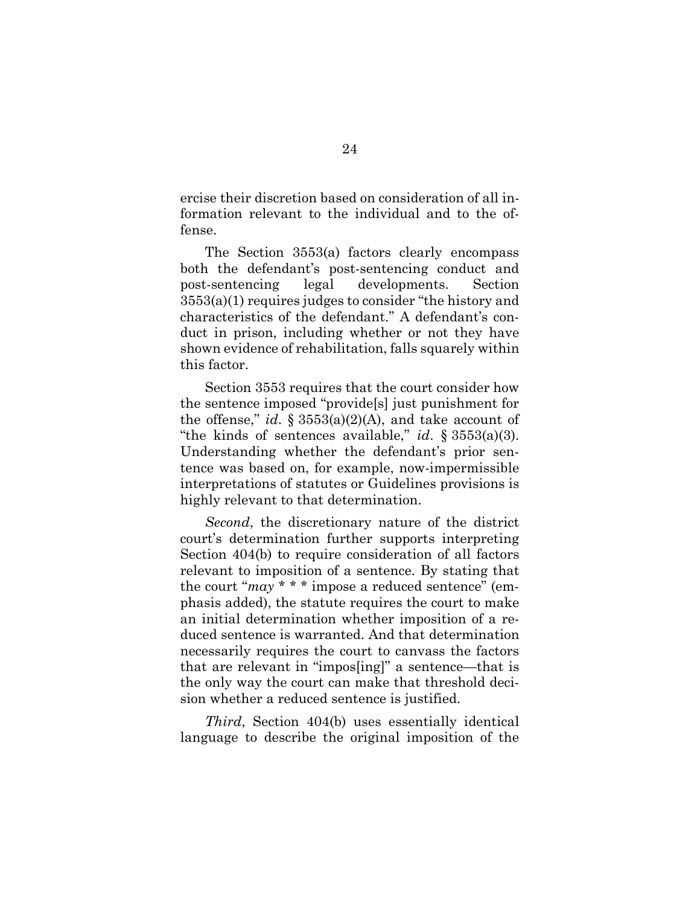ercise their discretion based on consideration of all information relevant to the individual and to the offense.

The Section 3553(a) factors clearly encompass both the defendant's post-sentencing conduct and post-sentencing legal developments. Section 3553(a)(1) requires judges to consider "the history and characteristics of the defendant." A defendant's conduct in prison, including whether or not they have shown evidence of rehabilitation, falls squarely within this factor.

Section 3553 requires that the court consider how the sentence imposed "provide[s] just punishment for the offense," *id*. § 3553(a)(2)(A), and take account of "the kinds of sentences available," *id*. § 3553(a)(3). Understanding whether the defendant's prior sentence was based on, for example, now-impermissible interpretations of statutes or Guidelines provisions is highly relevant to that determination.

*Second*, the discretionary nature of the district court's determination further supports interpreting Section 404(b) to require consideration of all factors relevant to imposition of a sentence. By stating that the court "*may* * * * impose a reduced sentence" (emphasis added), the statute requires the court to make an initial determination whether imposition of a reduced sentence is warranted. And that determination necessarily requires the court to canvass the factors that are relevant in "impos[ing]" a sentence—that is the only way the court can make that threshold decision whether a reduced sentence is justified.

*Third*, Section 404(b) uses essentially identical language to describe the original imposition of the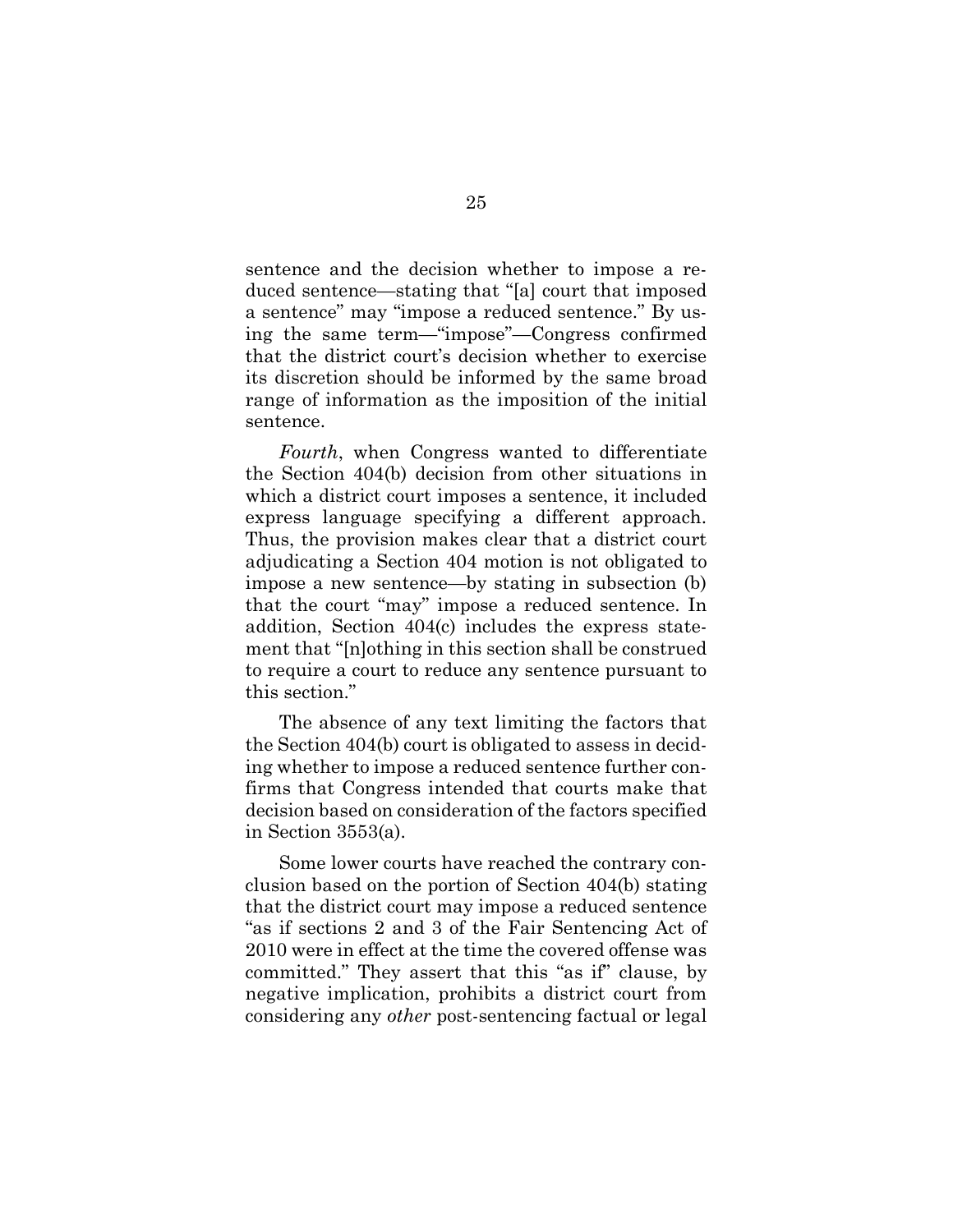sentence and the decision whether to impose a reduced sentence—stating that "[a] court that imposed a sentence" may "impose a reduced sentence." By using the same term—"impose"—Congress confirmed that the district court's decision whether to exercise its discretion should be informed by the same broad range of information as the imposition of the initial sentence.

*Fourth*, when Congress wanted to differentiate the Section 404(b) decision from other situations in which a district court imposes a sentence, it included express language specifying a different approach. Thus, the provision makes clear that a district court adjudicating a Section 404 motion is not obligated to impose a new sentence—by stating in subsection (b) that the court "may" impose a reduced sentence. In addition, Section 404(c) includes the express statement that "[n]othing in this section shall be construed to require a court to reduce any sentence pursuant to this section."

The absence of any text limiting the factors that the Section 404(b) court is obligated to assess in deciding whether to impose a reduced sentence further confirms that Congress intended that courts make that decision based on consideration of the factors specified in Section 3553(a).

Some lower courts have reached the contrary conclusion based on the portion of Section 404(b) stating that the district court may impose a reduced sentence "as if sections 2 and 3 of the Fair Sentencing Act of 2010 were in effect at the time the covered offense was committed." They assert that this "as if" clause, by negative implication, prohibits a district court from considering any *other* post-sentencing factual or legal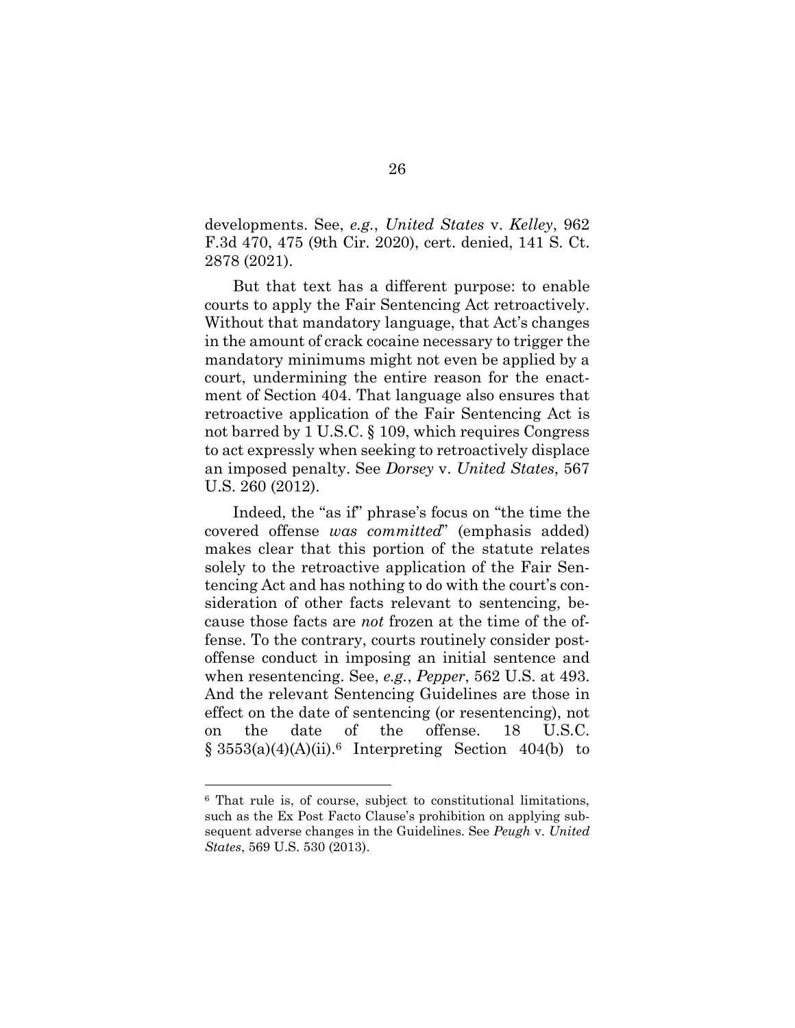developments. See, *e.g.*, *United States* v. *Kelley*, 962 F.3d 470, 475 (9th Cir. 2020), cert. denied, 141 S. Ct. 2878 (2021).

But that text has a different purpose: to enable courts to apply the Fair Sentencing Act retroactively. Without that mandatory language, that Act's changes in the amount of crack cocaine necessary to trigger the mandatory minimums might not even be applied by a court, undermining the entire reason for the enactment of Section 404. That language also ensures that retroactive application of the Fair Sentencing Act is not barred by 1 U.S.C. § 109, which requires Congress to act expressly when seeking to retroactively displace an imposed penalty. See *Dorsey* v. *United States*, 567 U.S. 260 (2012).

Indeed, the "as if" phrase's focus on "the time the covered offense *was committed*" (emphasis added) makes clear that this portion of the statute relates solely to the retroactive application of the Fair Sentencing Act and has nothing to do with the court's consideration of other facts relevant to sentencing, because those facts are *not* frozen at the time of the offense. To the contrary, courts routinely consider post-offense conduct in imposing an initial sentence and when resentencing. See, *e.g.*, *Pepper*, 562 U.S. at 493. And the relevant Sentencing Guidelines are those in effect on the date of sentencing (or resentencing), not on the date of the offense. 18 U.S.C. § 3553(a)(4)(A)(ii).[6] Interpreting Section 404(b) to

[6] That rule is, of course, subject to constitutional limitations, such as the Ex Post Facto Clause's prohibition on applying subsequent adverse changes in the Guidelines. See *Peugh* v. *United States*, 569 U.S. 530 (2013).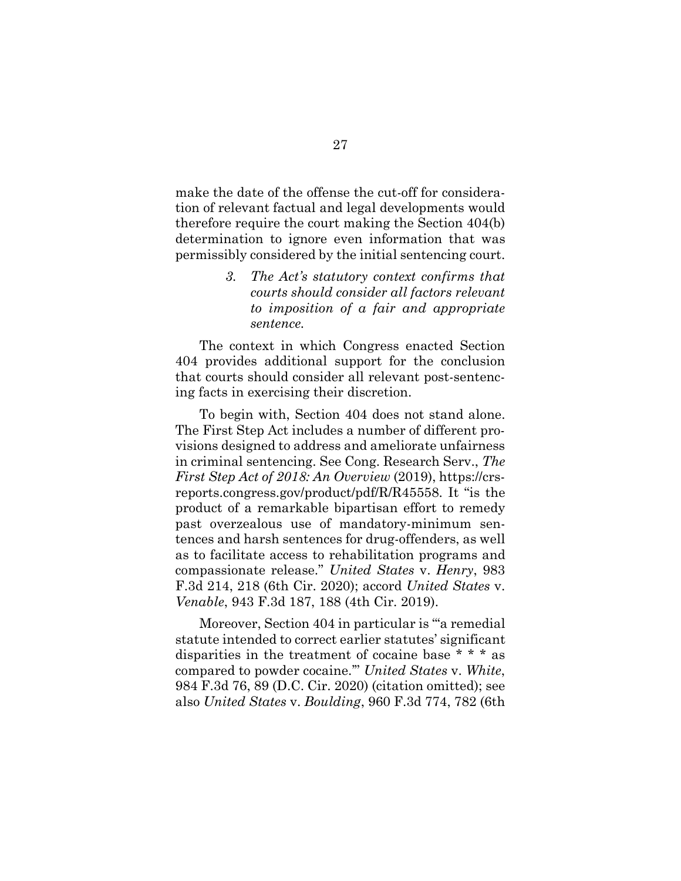make the date of the offense the cut-off for consideration of relevant factual and legal developments would therefore require the court making the Section 404(b) determination to ignore even information that was permissibly considered by the initial sentencing court.

> *3. The Act's statutory context confirms that courts should consider all factors relevant to imposition of a fair and appropriate sentence.*

The context in which Congress enacted Section 404 provides additional support for the conclusion that courts should consider all relevant post-sentencing facts in exercising their discretion.

To begin with, Section 404 does not stand alone. The First Step Act includes a number of different provisions designed to address and ameliorate unfairness in criminal sentencing. See Cong. Research Serv., *The First Step Act of 2018: An Overview* (2019), https://crsreports.congress.gov/product/pdf/R/R45558. It "is the product of a remarkable bipartisan effort to remedy past overzealous use of mandatory-minimum sentences and harsh sentences for drug-offenders, as well as to facilitate access to rehabilitation programs and compassionate release." *United States* v. *Henry*, 983 F.3d 214, 218 (6th Cir. 2020); accord *United States* v. *Venable*, 943 F.3d 187, 188 (4th Cir. 2019).

Moreover, Section 404 in particular is "'a remedial statute intended to correct earlier statutes' significant disparities in the treatment of cocaine base * * * as compared to powder cocaine.'" *United States* v. *White*, 984 F.3d 76, 89 (D.C. Cir. 2020) (citation omitted); see also *United States* v. *Boulding*, 960 F.3d 774, 782 (6th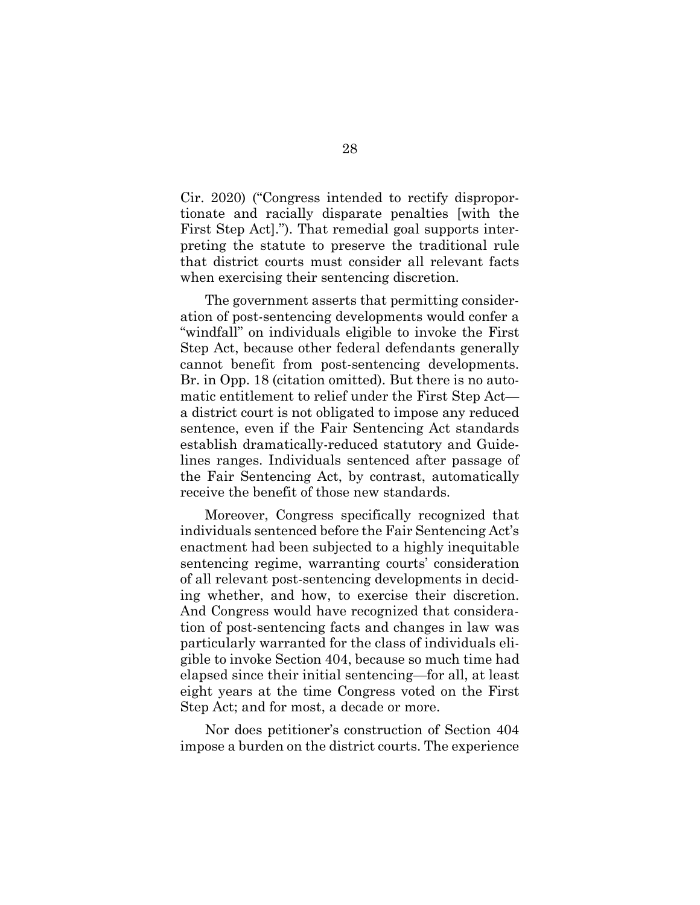Cir. 2020) ("Congress intended to rectify disproportionate and racially disparate penalties [with the First Step Act]."). That remedial goal supports interpreting the statute to preserve the traditional rule that district courts must consider all relevant facts when exercising their sentencing discretion.

The government asserts that permitting consideration of post-sentencing developments would confer a "windfall" on individuals eligible to invoke the First Step Act, because other federal defendants generally cannot benefit from post-sentencing developments. Br. in Opp. 18 (citation omitted). But there is no automatic entitlement to relief under the First Step Act—a district court is not obligated to impose any reduced sentence, even if the Fair Sentencing Act standards establish dramatically-reduced statutory and Guidelines ranges. Individuals sentenced after passage of the Fair Sentencing Act, by contrast, automatically receive the benefit of those new standards.

Moreover, Congress specifically recognized that individuals sentenced before the Fair Sentencing Act's enactment had been subjected to a highly inequitable sentencing regime, warranting courts' consideration of all relevant post-sentencing developments in deciding whether, and how, to exercise their discretion. And Congress would have recognized that consideration of post-sentencing facts and changes in law was particularly warranted for the class of individuals eligible to invoke Section 404, because so much time had elapsed since their initial sentencing—for all, at least eight years at the time Congress voted on the First Step Act; and for most, a decade or more.

Nor does petitioner's construction of Section 404 impose a burden on the district courts. The experience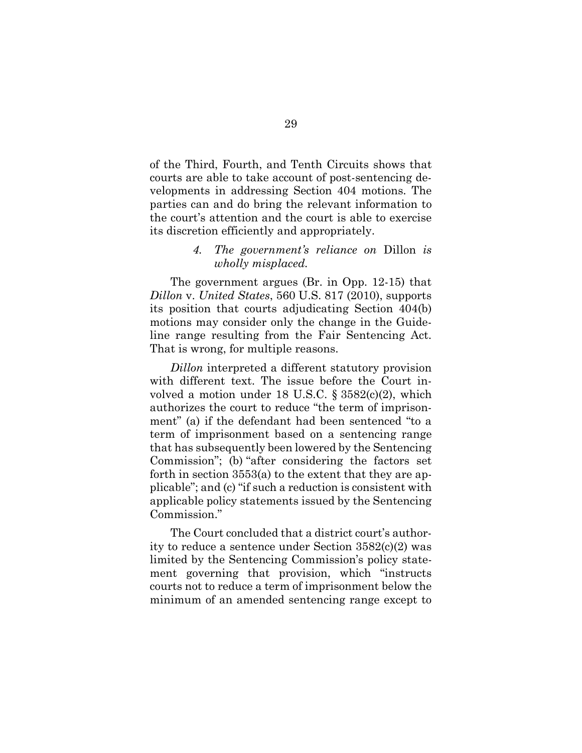of the Third, Fourth, and Tenth Circuits shows that courts are able to take account of post-sentencing developments in addressing Section 404 motions. The parties can and do bring the relevant information to the court's attention and the court is able to exercise its discretion efficiently and appropriately.

#### 4. *The government's reliance on* Dillon *is wholly misplaced.*

The government argues (Br. in Opp. 12-15) that *Dillon* v. *United States*, 560 U.S. 817 (2010), supports its position that courts adjudicating Section 404(b) motions may consider only the change in the Guideline range resulting from the Fair Sentencing Act. That is wrong, for multiple reasons.

*Dillon* interpreted a different statutory provision with different text. The issue before the Court involved a motion under 18 U.S.C. § 3582(c)(2), which authorizes the court to reduce "the term of imprisonment" (a) if the defendant had been sentenced "to a term of imprisonment based on a sentencing range that has subsequently been lowered by the Sentencing Commission"; (b) "after considering the factors set forth in section 3553(a) to the extent that they are applicable"; and (c) "if such a reduction is consistent with applicable policy statements issued by the Sentencing Commission."

The Court concluded that a district court's authority to reduce a sentence under Section 3582(c)(2) was limited by the Sentencing Commission's policy statement governing that provision, which "instructs courts not to reduce a term of imprisonment below the minimum of an amended sentencing range except to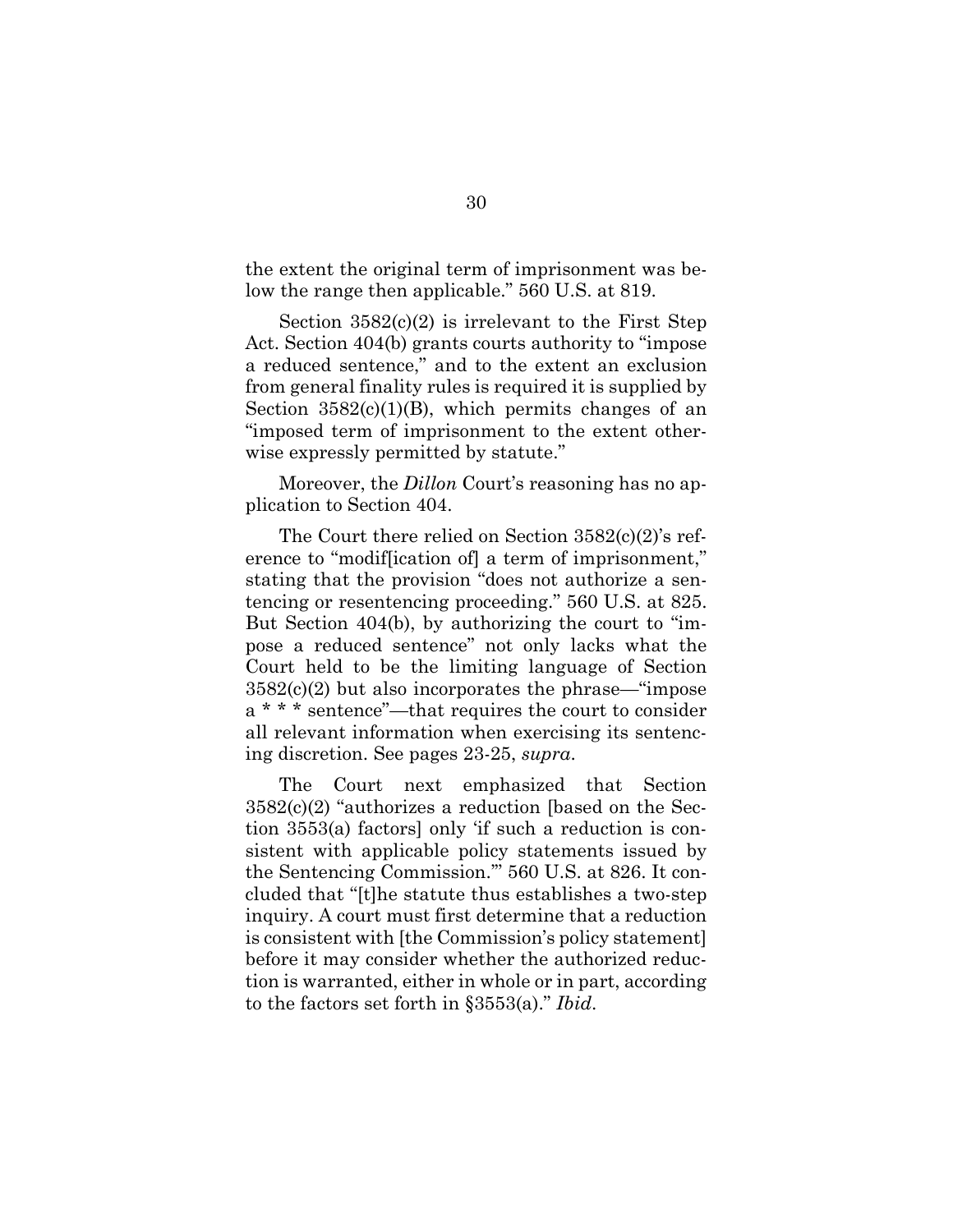the extent the original term of imprisonment was below the range then applicable." 560 U.S. at 819.

Section 3582(c)(2) is irrelevant to the First Step Act. Section 404(b) grants courts authority to "impose a reduced sentence," and to the extent an exclusion from general finality rules is required it is supplied by Section 3582(c)(1)(B), which permits changes of an "imposed term of imprisonment to the extent otherwise expressly permitted by statute."

Moreover, the *Dillon* Court's reasoning has no application to Section 404.

The Court there relied on Section 3582(c)(2)'s reference to "modif[ication of] a term of imprisonment," stating that the provision "does not authorize a sentencing or resentencing proceeding." 560 U.S. at 825. But Section 404(b), by authorizing the court to "impose a reduced sentence" not only lacks what the Court held to be the limiting language of Section 3582(c)(2) but also incorporates the phrase—"impose a * * * sentence"—that requires the court to consider all relevant information when exercising its sentencing discretion. See pages 23-25, *supra*.

The Court next emphasized that Section 3582(c)(2) "authorizes a reduction [based on the Section 3553(a) factors] only 'if such a reduction is consistent with applicable policy statements issued by the Sentencing Commission.'" 560 U.S. at 826. It concluded that "[t]he statute thus establishes a two-step inquiry. A court must first determine that a reduction is consistent with [the Commission's policy statement] before it may consider whether the authorized reduction is warranted, either in whole or in part, according to the factors set forth in §3553(a)." *Ibid*.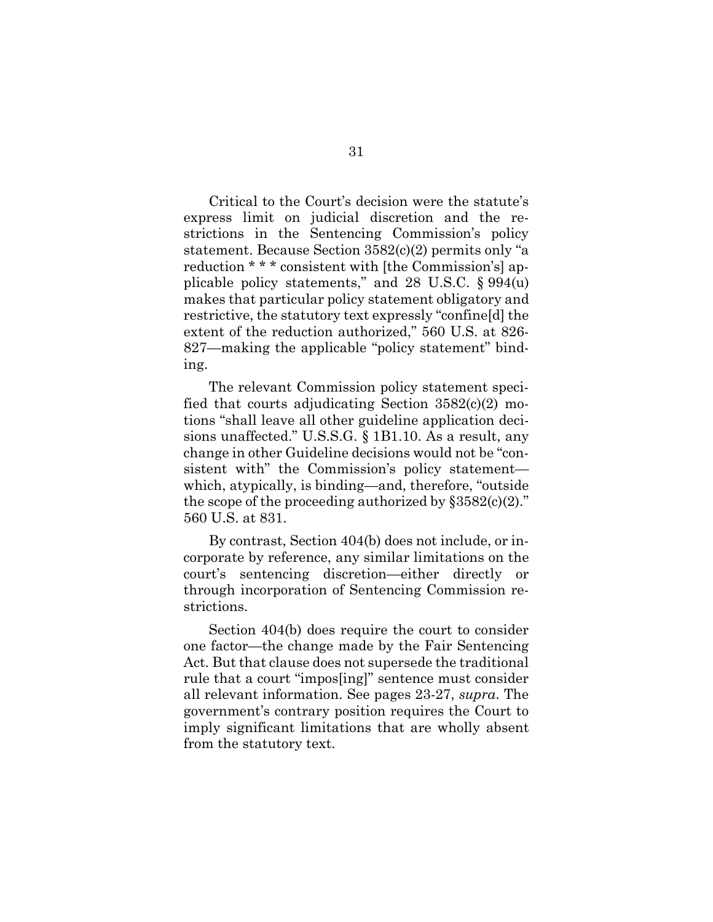Critical to the Court's decision were the statute's express limit on judicial discretion and the restrictions in the Sentencing Commission's policy statement. Because Section 3582(c)(2) permits only "a reduction * * * consistent with [the Commission's] applicable policy statements," and 28 U.S.C. § 994(u) makes that particular policy statement obligatory and restrictive, the statutory text expressly "confine[d] the extent of the reduction authorized," 560 U.S. at 826-827—making the applicable "policy statement" binding.

The relevant Commission policy statement specified that courts adjudicating Section 3582(c)(2) motions "shall leave all other guideline application decisions unaffected." U.S.S.G. § 1B1.10. As a result, any change in other Guideline decisions would not be "consistent with" the Commission's policy statement—which, atypically, is binding—and, therefore, "outside the scope of the proceeding authorized by §3582(c)(2)." 560 U.S. at 831.

By contrast, Section 404(b) does not include, or incorporate by reference, any similar limitations on the court's sentencing discretion—either directly or through incorporation of Sentencing Commission restrictions.

Section 404(b) does require the court to consider one factor—the change made by the Fair Sentencing Act. But that clause does not supersede the traditional rule that a court "impos[ing]" sentence must consider all relevant information. See pages 23-27, *supra*. The government's contrary position requires the Court to imply significant limitations that are wholly absent from the statutory text.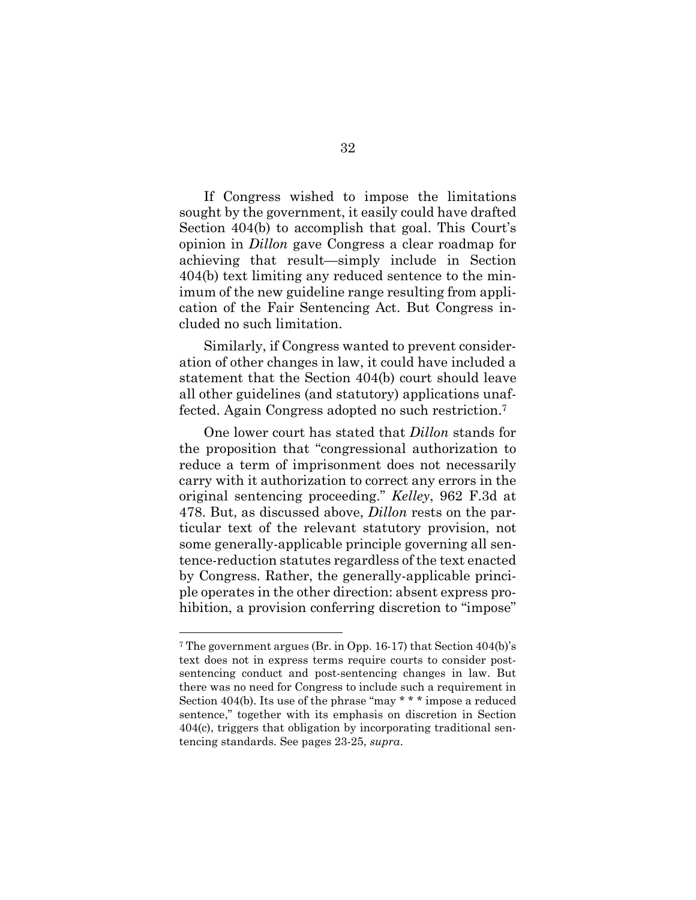If Congress wished to impose the limitations sought by the government, it easily could have drafted Section 404(b) to accomplish that goal. This Court's opinion in *Dillon* gave Congress a clear roadmap for achieving that result—simply include in Section 404(b) text limiting any reduced sentence to the minimum of the new guideline range resulting from application of the Fair Sentencing Act. But Congress included no such limitation.

Similarly, if Congress wanted to prevent consideration of other changes in law, it could have included a statement that the Section 404(b) court should leave all other guidelines (and statutory) applications unaffected. Again Congress adopted no such restriction.[7]

One lower court has stated that *Dillon* stands for the proposition that "congressional authorization to reduce a term of imprisonment does not necessarily carry with it authorization to correct any errors in the original sentencing proceeding." *Kelley*, 962 F.3d at 478. But, as discussed above, *Dillon* rests on the particular text of the relevant statutory provision, not some generally-applicable principle governing all sentence-reduction statutes regardless of the text enacted by Congress. Rather, the generally-applicable principle operates in the other direction: absent express prohibition, a provision conferring discretion to "impose"

---

[7] The government argues (Br. in Opp. 16-17) that Section 404(b)'s text does not in express terms require courts to consider post-sentencing conduct and post-sentencing changes in law. But there was no need for Congress to include such a requirement in Section 404(b). Its use of the phrase "may * * * impose a reduced sentence," together with its emphasis on discretion in Section 404(c), triggers that obligation by incorporating traditional sentencing standards. See pages 23-25, *supra*.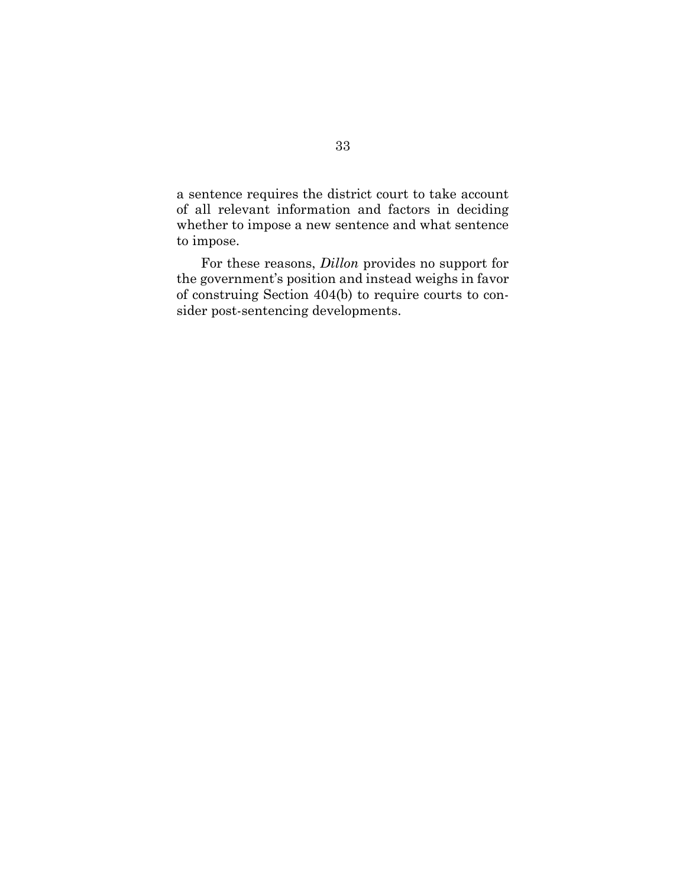a sentence requires the district court to take account of all relevant information and factors in deciding whether to impose a new sentence and what sentence to impose.

For these reasons, *Dillon* provides no support for the government's position and instead weighs in favor of construing Section 404(b) to require courts to consider post-sentencing developments.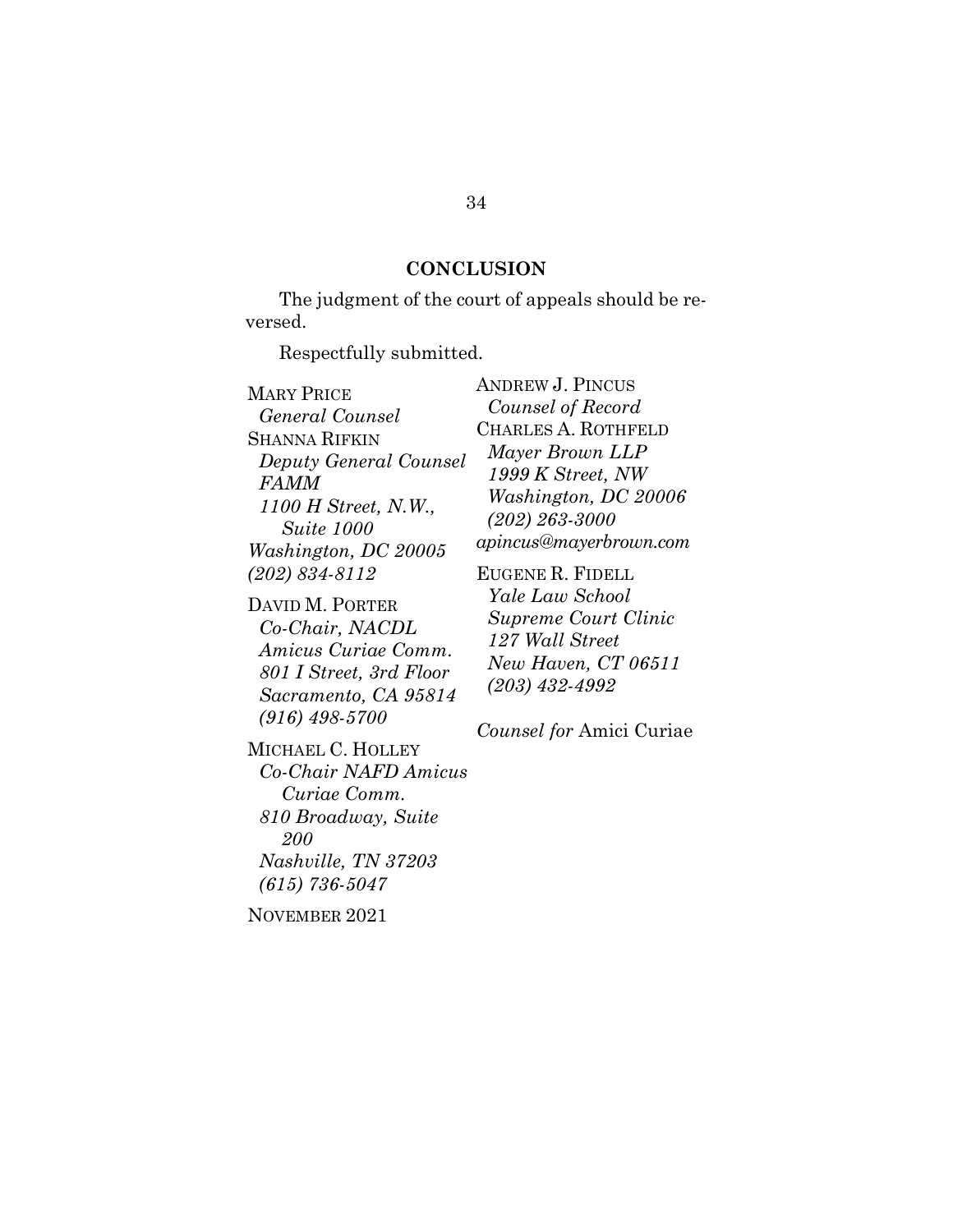## CONCLUSION

The judgment of the court of appeals should be reversed.

Respectfully submitted.

MARY PRICE
*General Counsel*
SHANNA RIFKIN
*Deputy General Counsel*
*FAMM*
*1100 H Street, N.W.,*
*Suite 1000*
*Washington, DC 20005*
*(202) 834-8112*

DAVID M. PORTER
*Co-Chair, NACDL*
*Amicus Curiae Comm.*
*801 I Street, 3rd Floor*
*Sacramento, CA 95814*
*(916) 498-5700*

MICHAEL C. HOLLEY
*Co-Chair NAFD Amicus*
*Curiae Comm.*
*810 Broadway, Suite*
*200*
*Nashville, TN 37203*
*(615) 736-5047*

ANDREW J. PINCUS
*Counsel of Record*
CHARLES A. ROTHFELD
*Mayer Brown LLP*
*1999 K Street, NW*
*Washington, DC 20006*
*(202) 263-3000*
*apincus@mayerbrown.com*

EUGENE R. FIDELL
*Yale Law School*
*Supreme Court Clinic*
*127 Wall Street*
*New Haven, CT 06511*
*(203) 432-4992*

*Counsel for* Amici Curiae

NOVEMBER 2021